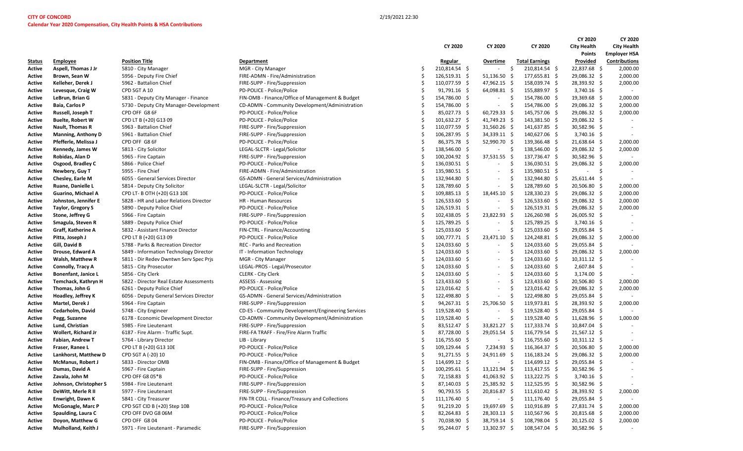**CITY OF CONCORD**

**Calendar Year 2020 Compensation, City Health Points & HSA Contributions**

2/19/2021 22:30

| Status | Employee | Position Title | Department | CY 2020 Regular | CY 2020 Overtime | CY 2020 Total Earnings | CY 2020 City Health Points Provided | CY 2020 City Health Employer HSA Contributions |
|---|---|---|---|---|---|---|---|---|
| Active | Aspell, Thomas J Jr | 5810 - City Manager | MGR - City Manager | $ 210,814.54 | $ - | $ 210,814.54 | $ 22,837.68 | $ 2,000.00 |
| Active | Brown, Sean W | 5956 - Deputy Fire Chief | FIRE-ADMN - Fire/Administration | $ 126,519.31 | $ 51,136.50 | $ 177,655.81 | $ 29,086.32 | $ 2,000.00 |
| Active | Kelleher, Derek J | 5962 - Battalion Chief | FIRE-SUPP - Fire/Suppression | $ 110,077.59 | $ 47,962.15 | $ 158,039.74 | $ 28,393.92 | $ 2,000.00 |
| Active | Levesque, Craig W | CPD SGT A 10 | PD-POLICE - Police/Police | $ 91,791.16 | $ 64,098.81 | $ 155,889.97 | $ 3,740.16 | $ - |
| Active | LeBrun, Brian G | 5831 - Deputy City Manager - Finance | FIN-OMB - Finance/Office of Management & Budget | $ 154,786.00 | $ - | $ 154,786.00 | $ 19,369.68 | $ 2,000.00 |
| Active | Baia, Carlos P | 5730 - Deputy City Manager-Development | CD-ADMN - Community Development/Administration | $ 154,786.00 | $ - | $ 154,786.00 | $ 29,086.32 | $ 2,000.00 |
| Active | Russell, Joseph T | CPD OFF G8 6F | PD-POLICE - Police/Police | $ 85,027.73 | $ 60,729.33 | $ 145,757.06 | $ 29,086.32 | $ 2,000.00 |
| Active | Buelte, Robert W | CPD LT B (+20) G13 09 | PD-POLICE - Police/Police | $ 101,632.27 | $ 41,749.23 | $ 143,381.50 | $ 29,086.32 | $ - |
| Active | Nault, Thomas R | 5963 - Battalion Chief | FIRE-SUPP - Fire/Suppression | $ 110,077.59 | $ 31,560.26 | $ 141,637.85 | $ 30,582.96 | $ - |
| Active | Manning, Anthony D | 5961 - Battalion Chief | FIRE-SUPP - Fire/Suppression | $ 106,287.95 | $ 34,339.11 | $ 140,627.06 | $ 3,740.16 | $ - |
| Active | Pfefferle, Melissa J | CPD OFF G8 6F | PD-POLICE - Police/Police | $ 86,375.78 | $ 52,990.70 | $ 139,366.48 | $ 21,638.64 | $ 2,000.00 |
| Active | Kennedy, James W | 5813 - City Solicitor | LEGAL-SLCTR - Legal/Solicitor | $ 138,546.00 | $ - | $ 138,546.00 | $ 29,086.32 | $ 2,000.00 |
| Active | Robidas, Alan D | 5965 - Fire Captain | FIRE-SUPP - Fire/Suppression | $ 100,204.92 | $ 37,531.55 | $ 137,736.47 | $ 30,582.96 | $ - |
| Active | Osgood, Bradley C | 5866 - Police Chief | PD-POLICE - Police/Police | $ 136,030.51 | $ - | $ 136,030.51 | $ 29,086.32 | $ 2,000.00 |
| Active | Newbery, Guy T | 5955 - Fire Chief | FIRE-ADMN - Fire/Administration | $ 135,980.51 | $ - | $ 135,980.51 | $ - | $ - |
| Active | Chesley, Earle M | 6055 - General Services Director | GS-ADMN - General Services/Administration | $ 132,944.80 | $ - | $ 132,944.80 | $ 25,611.44 | $ - |
| Active | Ruane, Danielle L | 5814 - Deputy City Solicitor | LEGAL-SLCTR - Legal/Solicitor | $ 128,789.60 | $ - | $ 128,789.60 | $ 20,506.80 | $ 2,000.00 |
| Active | Guarino, Michael A | CPD LT- B OTH (+20) G13 10E | PD-POLICE - Police/Police | $ 109,885.13 | $ 18,445.10 | $ 128,330.23 | $ 29,086.32 | $ 2,000.00 |
| Active | Johnston, Jennifer E | 5828 - HR and Labor Relations Director | HR - Human Resources | $ 126,533.60 | $ - | $ 126,533.60 | $ 29,086.32 | $ 2,000.00 |
| Active | Taylor, Gregory S | 5890 - Deputy Police Chief | PD-POLICE - Police/Police | $ 126,519.31 | $ - | $ 126,519.31 | $ 29,086.32 | $ 2,000.00 |
| Active | Stone, Jeffrey G | 5966 - Fire Captain | FIRE-SUPP - Fire/Suppression | $ 102,438.05 | $ 23,822.93 | $ 126,260.98 | $ 26,005.92 | $ - |
| Active | Smagula, Steven R | 5889 - Deputy Police Chief | PD-POLICE - Police/Police | $ 125,789.25 | $ - | $ 125,789.25 | $ 3,740.16 | $ - |
| Active | Graff, Katherine A | 5832 - Assistant Finance Director | FIN-CTRL - Finance/Accounting | $ 125,033.60 | $ - | $ 125,033.60 | $ 29,055.84 | $ - |
| Active | Pitta, Joseph J | CPD LT B (+20) G13 09 | PD-POLICE - Police/Police | $ 100,777.71 | $ 23,471.10 | $ 124,248.81 | $ 29,086.32 | $ 2,000.00 |
| Active | Gill, David B | 5788 - Parks & Recreation Director | REC - Parks and Recreation | $ 124,033.60 | $ - | $ 124,033.60 | $ 29,055.84 | $ - |
| Active | Drouse, Edward A | 5849 - Information Technology Director | IT - Information Technology | $ 124,033.60 | $ - | $ 124,033.60 | $ 29,086.32 | $ 2,000.00 |
| Active | Walsh, Matthew R | 5811 - Dir Redev Dwntwn Serv Spec Prjs | MGR - City Manager | $ 124,033.60 | $ - | $ 124,033.60 | $ 10,311.12 | $ - |
| Active | Connolly, Tracy A | 5815 - City Prosecutor | LEGAL-PROS - Legal/Prosecutor | $ 124,033.60 | $ - | $ 124,033.60 | $ 2,607.84 | $ - |
| Active | Bonenfant, Janice L | 5856 - City Clerk | CLERK - City Clerk | $ 124,033.60 | $ - | $ 124,033.60 | $ 3,174.00 | $ - |
| Active | Temchack, Kathryn H | 5822 - Director Real Estate Assessments | ASSESS - Assessing | $ 123,433.60 | $ - | $ 123,433.60 | $ 20,506.80 | $ 2,000.00 |
| Active | Thomas, John G | 6261 - Deputy Police Chief | PD-POLICE - Police/Police | $ 123,016.42 | $ - | $ 123,016.42 | $ 29,086.32 | $ 2,000.00 |
| Active | Hoadley, Jeffrey K | 6056 - Deputy General Services Director | GS-ADMN - General Services/Administration | $ 122,498.80 | $ - | $ 122,498.80 | $ 29,055.84 | $ - |
| Active | Martel, Derek J | 5964 - Fire Captain | FIRE-SUPP - Fire/Suppression | $ 94,267.31 | $ 25,706.50 | $ 119,973.81 | $ 28,393.92 | $ 2,000.00 |
| Active | Cedarholm, David | 5748 - City Engineer | CD-ES - Community Development/Engineering Services | $ 119,528.40 | $ - | $ 119,528.40 | $ 29,055.84 | $ - |
| Active | Pegg, Suzanne | 6178 - Economic Development Director | CD-ADMN - Community Development/Administration | $ 119,528.40 | $ - | $ 119,528.40 | $ 11,628.96 | $ 1,000.00 |
| Active | Lund, Christian | 5985 - Fire Lieutenant | FIRE-SUPP - Fire/Suppression | $ 83,512.47 | $ 33,821.27 | $ 117,333.74 | $ 10,847.04 | $ - |
| Active | Wollert, Richard Jr | 6187 - Fire Alarm - Traffic Supt. | FIRE-FA TRAFF - Fire/Fire Alarm Traffic | $ 87,728.00 | $ 29,051.54 | $ 116,779.54 | $ 21,567.12 | $ - |
| Active | Fabian, Andrew T | 5764 - Library Director | LIB - Library | $ 116,755.60 | $ - | $ 116,755.60 | $ 10,311.12 | $ - |
| Active | Fraser, Ranee L | CPD LT B (+20) G13 10E | PD-POLICE - Police/Police | $ 109,129.44 | $ 7,234.93 | $ 116,364.37 | $ 20,506.80 | $ 2,000.00 |
| Active | Lankhorst, Matthew D | CPD SGT A (-20) 10 | PD-POLICE - Police/Police | $ 91,271.55 | $ 24,911.69 | $ 116,183.24 | $ 29,086.32 | $ 2,000.00 |
| Active | McManus, Robert J | 5833 - Director OMB | FIN-OMB - Finance/Office of Management & Budget | $ 114,699.12 | $ - | $ 114,699.12 | $ 29,055.84 | $ - |
| Active | Dumas, David A | 5967 - Fire Captain | FIRE-SUPP - Fire/Suppression | $ 100,295.61 | $ 13,121.94 | $ 113,417.55 | $ 30,582.96 | $ - |
| Active | Zavala, John M | CPD OFF G8 05*B | PD-POLICE - Police/Police | $ 72,158.83 | $ 41,063.92 | $ 113,222.75 | $ 3,740.16 | $ - |
| Active | Johnson, Christopher S | 5984 - Fire Lieutenant | FIRE-SUPP - Fire/Suppression | $ 87,140.03 | $ 25,385.92 | $ 112,525.95 | $ 30,582.96 | $ - |
| Active | DeWitt, Merle R II | 5977 - Fire Lieutenant | FIRE-SUPP - Fire/Suppression | $ 90,793.55 | $ 20,816.87 | $ 111,610.42 | $ 28,393.92 | $ 2,000.00 |
| Active | Enwright, Dawn K | 5841 - City Treasurer | FIN-TR COLL - Finance/Treasury and Collections | $ 111,176.40 | $ - | $ 111,176.40 | $ 29,055.84 | $ - |
| Active | McGonagle, Marc P | CPD SGT CID B (+20) Step 10B | PD-POLICE - Police/Police | $ 91,219.20 | $ 19,697.69 | $ 110,916.89 | $ 27,831.74 | $ 2,000.00 |
| Active | Spaulding, Laura C | CPD OFF DVO G8 06M | PD-POLICE - Police/Police | $ 82,264.83 | $ 28,303.13 | $ 110,567.96 | $ 20,815.68 | $ 2,000.00 |
| Active | Doyon, Matthew G | CPD OFF G8 04 | PD-POLICE - Police/Police | $ 70,038.90 | $ 38,759.14 | $ 108,798.04 | $ 20,125.02 | $ 2,000.00 |
| Active | Mulholland, Keith J | 5971 - Fire Lieutenant - Paramedic | FIRE-SUPP - Fire/Suppression | $ 95,244.07 | $ 13,302.97 | $ 108,547.04 | $ 30,582.96 | $ - |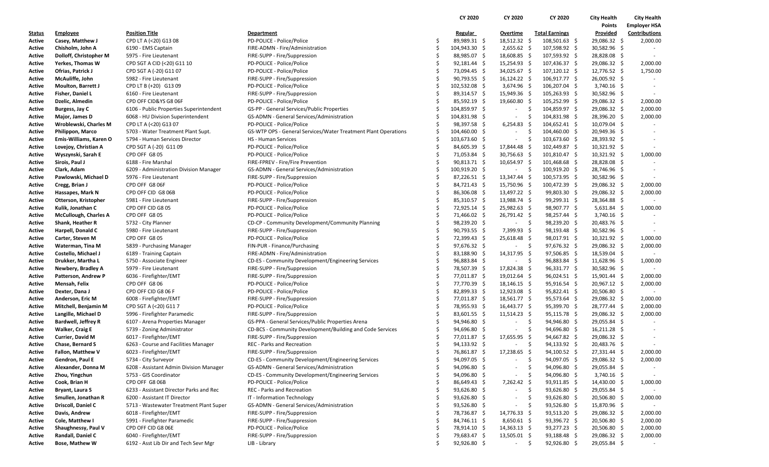| Status | Employee | Position Title | Department | CY 2020 Regular | CY 2020 Overtime | CY 2020 Total Earnings | City Health Points Provided | City Health Employer HSA Contributions |
|---|---|---|---|---|---|---|---|---|
| Active | Casey, Matthew J | CPD LT A (<20) G13 08 | PD-POLICE - Police/Police | $ 89,989.31 | $ 18,512.32 | $ 108,501.63 | $ 29,086.32 | $ 2,000.00 |
| Active | Chisholm, John A | 6190 - EMS Captain | FIRE-ADMN - Fire/Administration | $ 104,943.30 | $ 2,655.62 | $ 107,598.92 | $ 30,582.96 | $ - |
| Active | Dolloff, Christopher M | 5975 - Fire Lieutenant | FIRE-SUPP - Fire/Suppression | $ 88,985.07 | $ 18,608.85 | $ 107,593.92 | $ 28,828.08 | $ - |
| Active | Yerkes, Thomas W | CPD SGT A CID (<20) G11 10 | PD-POLICE - Police/Police | $ 92,181.44 | $ 15,254.93 | $ 107,436.37 | $ 29,086.32 | $ 2,000.00 |
| Active | Ofrias, Patrick J | CPD SGT A (-20) G11 07 | PD-POLICE - Police/Police | $ 73,094.45 | $ 34,025.67 | $ 107,120.12 | $ 12,776.52 | $ 1,750.00 |
| Active | McAuliffe, John | 5982 - Fire Lieutenant | FIRE-SUPP - Fire/Suppression | $ 90,793.55 | $ 16,124.22 | $ 106,917.77 | $ 26,005.92 | $ - |
| Active | Moulton, Barrett J | CPD LT B (+20) G13 09 | PD-POLICE - Police/Police | $ 102,532.08 | $ 3,674.96 | $ 106,207.04 | $ 3,740.16 | $ - |
| Active | Fisher, Daniel L | 6160 - Fire Lieutenant | FIRE-SUPP - Fire/Suppression | $ 89,314.57 | $ 15,949.36 | $ 105,263.93 | $ 30,582.96 | $ - |
| Active | Dzelic, Almedin | CPD OFF CID&YS G8 06F | PD-POLICE - Police/Police | $ 85,592.19 | $ 19,660.80 | $ 105,252.99 | $ 29,086.32 | $ 2,000.00 |
| Active | Burgess, Jay C | 6106 - Public Properties Superintendent | GS-PP - General Services/Public Properties | $ 104,859.97 | $ - | $ 104,859.97 | $ 29,086.32 | $ 2,000.00 |
| Active | Major, James D | 6068 - HU Division Superintendent | GS-ADMN - General Services/Administration | $ 104,831.98 | $ - | $ 104,831.98 | $ 28,396.20 | $ 2,000.00 |
| Active | Wroblewski, Charles M | CPD LT A (<20) G13 07 | PD-POLICE - Police/Police | $ 98,397.58 | $ 6,254.83 | $ 104,652.41 | $ 10,079.04 | $ - |
| Active | Philippon, Marco | 5703 - Water Treatment Plant Supt. | GS-WTP OPS - General Services/Water Treatment Plant Operations | $ 104,460.00 | $ - | $ 104,460.00 | $ 20,949.36 | $ - |
| Active | Emis-Williams, Karen O | 5794 - Human Services Director | HS - Human Services | $ 103,673.60 | $ - | $ 103,673.60 | $ 28,393.92 | $ - |
| Active | Lovejoy, Christian A | CPD SGT A (-20) G11 09 | PD-POLICE - Police/Police | $ 84,605.39 | $ 17,844.48 | $ 102,449.87 | $ 10,321.92 | $ - |
| Active | Wyszynski, Sarah E | CPD OFF G8 05 | PD-POLICE - Police/Police | $ 71,053.84 | $ 30,756.63 | $ 101,810.47 | $ 10,321.92 | $ 1,000.00 |
| Active | Sirois, Paul J | 6188 - Fire Marshal | FIRE-FPREV - Fire/Fire Prevention | $ 90,813.71 | $ 10,654.97 | $ 101,468.68 | $ 28,828.08 | $ - |
| Active | Clark, Adam | 6209 - Administration Division Manager | GS-ADMN - General Services/Administration | $ 100,919.20 | $ - | $ 100,919.20 | $ 28,746.96 | $ - |
| Active | Pawlowski, Michael D | 5976 - Fire Lieutenant | FIRE-SUPP - Fire/Suppression | $ 87,226.51 | $ 13,347.44 | $ 100,573.95 | $ 30,582.96 | $ - |
| Active | Cregg, Brian J | CPD OFF G8 06F | PD-POLICE - Police/Police | $ 84,721.43 | $ 15,750.96 | $ 100,472.39 | $ 29,086.32 | $ 2,000.00 |
| Active | Hassapes, Mark N | CPD OFF CID G8 06B | PD-POLICE - Police/Police | $ 86,306.08 | $ 13,497.22 | $ 99,803.30 | $ 29,086.32 | $ 2,000.00 |
| Active | Otterson, Kristopher | 5981 - Fire Lieutenant | FIRE-SUPP - Fire/Suppression | $ 85,310.57 | $ 13,988.74 | $ 99,299.31 | $ 28,364.88 | $ - |
| Active | Kulik, Jonathan C | CPD OFF CID G8 05 | PD-POLICE - Police/Police | $ 72,925.14 | $ 25,982.63 | $ 98,907.77 | $ 5,631.84 | $ 1,000.00 |
| Active | McCullough, Charles A | CPD OFF G8 05 | PD-POLICE - Police/Police | $ 71,466.02 | $ 26,791.42 | $ 98,257.44 | $ 3,740.16 | $ - |
| Active | Shank, Heather R | 5732 - City Planner | CD-CP - Community Development/Community Planning | $ 98,239.20 | $ - | $ 98,239.20 | $ 20,483.76 | $ - |
| Active | Harpell, Donald C | 5980 - Fire Lieutenant | FIRE-SUPP - Fire/Suppression | $ 90,793.55 | $ 7,399.93 | $ 98,193.48 | $ 30,582.96 | $ - |
| Active | Carter, Steven M | CPD OFF G8 05 | PD-POLICE - Police/Police | $ 72,399.43 | $ 25,618.48 | $ 98,017.91 | $ 10,321.92 | $ 1,000.00 |
| Active | Waterman, Tina M | 5839 - Purchasing Manager | FIN-PUR - Finance/Purchasing | $ 97,676.32 | $ - | $ 97,676.32 | $ 29,086.32 | $ 2,000.00 |
| Active | Costello, Michael J | 6189 - Training Captain | FIRE-ADMN - Fire/Administration | $ 83,188.90 | $ 14,317.95 | $ 97,506.85 | $ 18,539.04 | $ - |
| Active | Drukker, Martha L | 5750 - Associate Engineer | CD-ES - Community Development/Engineering Services | $ 96,883.84 | $ - | $ 96,883.84 | $ 11,628.96 | $ 1,000.00 |
| Active | Newbery, Bradley A | 5979 - Fire Lieutenant | FIRE-SUPP - Fire/Suppression | $ 78,507.39 | $ 17,824.38 | $ 96,331.77 | $ 30,582.96 | $ - |
| Active | Patterson, Andrew P | 6036 - Firefighter/EMT | FIRE-SUPP - Fire/Suppression | $ 77,011.87 | $ 19,012.64 | $ 96,024.51 | $ 15,901.44 | $ 2,000.00 |
| Active | Mensah, Felix | CPD OFF G8 06 | PD-POLICE - Police/Police | $ 77,770.39 | $ 18,146.15 | $ 95,916.54 | $ 20,967.12 | $ 2,000.00 |
| Active | Dexter, Dana J | CPD OFF CID G8 06 F | PD-POLICE - Police/Police | $ 82,899.33 | $ 12,923.08 | $ 95,822.41 | $ 20,506.80 | $ - |
| Active | Anderson, Eric M | 6008 - Firefighter/EMT | FIRE-SUPP - Fire/Suppression | $ 77,011.87 | $ 18,561.77 | $ 95,573.64 | $ 29,086.32 | $ 2,000.00 |
| Active | Mitchell, Benjamin M | CPD SGT A (<20) G11 7 | PD-POLICE - Police/Police | $ 78,955.93 | $ 16,443.77 | $ 95,399.70 | $ 28,777.44 | $ 2,000.00 |
| Active | Langille, Michael D | 5996 - Firefighter Paramedic | FIRE-SUPP - Fire/Suppression | $ 83,601.55 | $ 11,514.23 | $ 95,115.78 | $ 29,086.32 | $ 2,000.00 |
| Active | Bardwell, Jeffrey R | 6107 - Arena Properties Manager | GS-PPA - General Services/Public Properties Arena | $ 94,946.80 | $ - | $ 94,946.80 | $ 29,055.84 | $ - |
| Active | Walker, Craig E | 5739 - Zoning Administrator | CD-BCS - Community Development/Building and Code Services | $ 94,696.80 | $ - | $ 94,696.80 | $ 16,211.28 | $ - |
| Active | Currier, David M | 6017 - Firefighter/EMT | FIRE-SUPP - Fire/Suppression | $ 77,011.87 | $ 17,655.95 | $ 94,667.82 | $ 29,086.32 | $ - |
| Active | Chase, Bernard S | 6263 - Course and Facilities Manager | REC - Parks and Recreation | $ 94,133.92 | $ - | $ 94,133.92 | $ 20,483.76 | $ - |
| Active | Fallon, Matthew V | 6023 - Firefighter/EMT | FIRE-SUPP - Fire/Suppression | $ 76,861.87 | $ 17,238.65 | $ 94,100.52 | $ 27,331.44 | $ 2,000.00 |
| Active | Gendron, Paul E | 5734 - City Surveyor | CD-ES - Community Development/Engineering Services | $ 94,097.05 | $ - | $ 94,097.05 | $ 29,086.32 | $ 2,000.00 |
| Active | Alexander, Donna M | 6208 - Assistant Admin Division Manager | GS-ADMN - General Services/Administration | $ 94,096.80 | $ - | $ 94,096.80 | $ 29,055.84 | $ - |
| Active | Zhou, Yingchun | 5753 - GIS Coordinator | CD-ES - Community Development/Engineering Services | $ 94,096.80 | $ - | $ 94,096.80 | $ 3,740.16 | $ - |
| Active | Cook, Brian H | CPD OFF G8 06B | PD-POLICE - Police/Police | $ 86,649.43 | $ 7,262.42 | $ 93,911.85 | $ 14,430.00 | $ 1,000.00 |
| Active | Bryant, Laura S | 6233 - Assistant Director Parks and Rec | REC - Parks and Recreation | $ 93,626.80 | $ - | $ 93,626.80 | $ 29,055.84 | $ - |
| Active | Smullen, Jonathan R | 6200 - Assistant IT Director | IT - Information Technology | $ 93,626.80 | $ - | $ 93,626.80 | $ 20,506.80 | $ 2,000.00 |
| Active | Driscoll, Daniel C | 5713 - Wastewater Treatment Plant Super | GS-ADMN - General Services/Administration | $ 93,526.80 | $ - | $ 93,526.80 | $ 15,870.96 | $ - |
| Active | Davis, Andrew | 6018 - Firefighter/EMT | FIRE-SUPP - Fire/Suppression | $ 78,736.87 | $ 14,776.33 | $ 93,513.20 | $ 29,086.32 | $ 2,000.00 |
| Active | Cole, Matthew I | 5991 - Firefighter Paramedic | FIRE-SUPP - Fire/Suppression | $ 84,746.11 | $ 8,650.61 | $ 93,396.72 | $ 20,506.80 | $ 2,000.00 |
| Active | Shaughnessy, Paul V | CPD OFF CID G8 06E | PD-POLICE - Police/Police | $ 78,914.10 | $ 14,363.13 | $ 93,277.23 | $ 20,506.80 | $ 2,000.00 |
| Active | Randall, Daniel C | 6040 - Firefighter/EMT | FIRE-SUPP - Fire/Suppression | $ 79,683.47 | $ 13,505.01 | $ 93,188.48 | $ 29,086.32 | $ 2,000.00 |
| Active | Bose, Mathew W | 6192 - Asst Lib Dir and Tech Sevr Mgr | LIB - Library | $ 92,926.80 | $ - | $ 92,926.80 | $ 29,055.84 | $ - |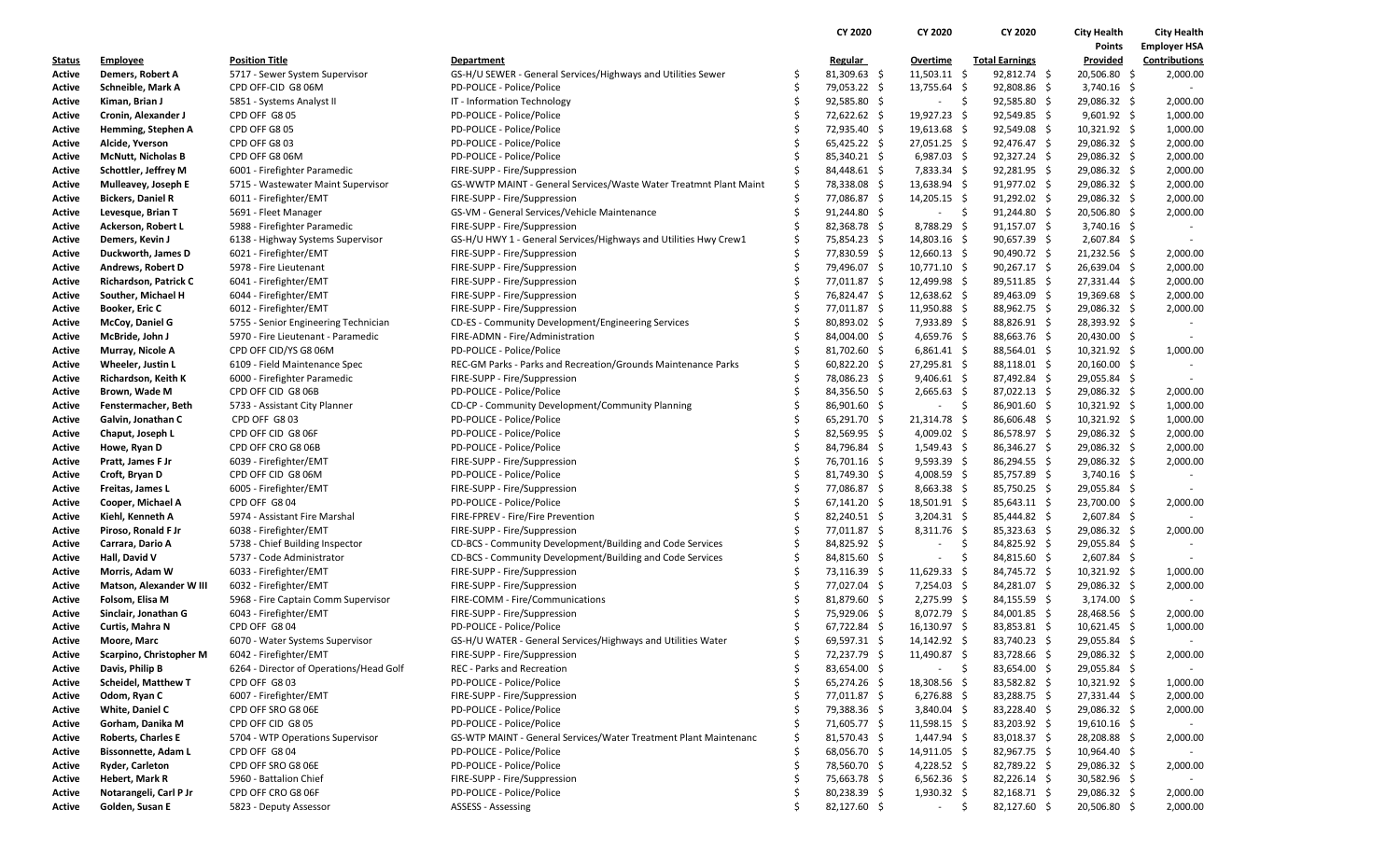| Status | Employee | Position Title | Department | CY 2020 Regular | CY 2020 Overtime | CY 2020 Total Earnings | City Health Points Provided | City Health Employer HSA Contributions |
|---|---|---|---|---|---|---|---|---|
| Active | Demers, Robert A | 5717 - Sewer System Supervisor | GS-H/U SEWER - General Services/Highways and Utilities Sewer | $ 81,309.63 | $ 11,503.11 | $ 92,812.74 | $ 20,506.80 | $ 2,000.00 |
| Active | Schneible, Mark A | CPD OFF-CID G8 06M | PD-POLICE - Police/Police | $ 79,053.22 | $ 13,755.64 | $ 92,808.86 | $ 3,740.16 | $ - |
| Active | Kiman, Brian J | 5851 - Systems Analyst II | IT - Information Technology | $ 92,585.80 | $ - | $ 92,585.80 | $ 29,086.32 | $ 2,000.00 |
| Active | Cronin, Alexander J | CPD OFF G8 05 | PD-POLICE - Police/Police | $ 72,622.62 | $ 19,927.23 | $ 92,549.85 | $ 9,601.92 | $ 1,000.00 |
| Active | Hemming, Stephen A | CPD OFF G8 05 | PD-POLICE - Police/Police | $ 72,935.40 | $ 19,613.68 | $ 92,549.08 | $ 10,321.92 | $ 1,000.00 |
| Active | Alcide, Yverson | CPD OFF G8 03 | PD-POLICE - Police/Police | $ 65,425.22 | $ 27,051.25 | $ 92,476.47 | $ 29,086.32 | $ 2,000.00 |
| Active | McNutt, Nicholas B | CPD OFF G8 06M | PD-POLICE - Police/Police | $ 85,340.21 | $ 6,987.03 | $ 92,327.24 | $ 29,086.32 | $ 2,000.00 |
| Active | Schottler, Jeffrey M | 6001 - Firefighter Paramedic | FIRE-SUPP - Fire/Suppression | $ 84,448.61 | $ 7,833.34 | $ 92,281.95 | $ 29,086.32 | $ 2,000.00 |
| Active | Mulleavey, Joseph E | 5715 - Wastewater Maint Supervisor | GS-WWTP MAINT - General Services/Waste Water Treatmnt Plant Maint | $ 78,338.08 | $ 13,638.94 | $ 91,977.02 | $ 29,086.32 | $ 2,000.00 |
| Active | Bickers, Daniel R | 6011 - Firefighter/EMT | FIRE-SUPP - Fire/Suppression | $ 77,086.87 | $ 14,205.15 | $ 91,292.02 | $ 29,086.32 | $ 2,000.00 |
| Active | Levesque, Brian T | 5691 - Fleet Manager | GS-VM - General Services/Vehicle Maintenance | $ 91,244.80 | $ - | $ 91,244.80 | $ 20,506.80 | $ 2,000.00 |
| Active | Ackerson, Robert L | 5988 - Firefighter Paramedic | FIRE-SUPP - Fire/Suppression | $ 82,368.78 | $ 8,788.29 | $ 91,157.07 | $ 3,740.16 | $ - |
| Active | Demers, Kevin J | 6138 - Highway Systems Supervisor | GS-H/U HWY 1 - General Services/Highways and Utilities Hwy Crew1 | $ 75,853.23 | $ 14,803.16 | $ 90,657.39 | $ 2,607.84 | $ - |
| Active | Duckworth, James D | 6021 - Firefighter/EMT | FIRE-SUPP - Fire/Suppression | $ 77,830.59 | $ 12,660.13 | $ 90,490.72 | $ 21,232.56 | $ 2,000.00 |
| Active | Andrews, Robert D | 5978 - Fire Lieutenant | FIRE-SUPP - Fire/Suppression | $ 79,496.07 | $ 10,771.10 | $ 90,267.17 | $ 26,639.04 | $ 2,000.00 |
| Active | Richardson, Patrick C | 6041 - Firefighter/EMT | FIRE-SUPP - Fire/Suppression | $ 77,011.87 | $ 12,499.98 | $ 89,511.85 | $ 27,331.44 | $ 2,000.00 |
| Active | Souther, Michael H | 6044 - Firefighter/EMT | FIRE-SUPP - Fire/Suppression | $ 76,824.47 | $ 12,638.62 | $ 89,463.09 | $ 19,369.68 | $ 2,000.00 |
| Active | Booker, Eric C | 6012 - Firefighter/EMT | FIRE-SUPP - Fire/Suppression | $ 77,011.87 | $ 11,950.88 | $ 88,962.75 | $ 29,086.32 | $ 2,000.00 |
| Active | McCoy, Daniel G | 5755 - Senior Engineering Technician | CD-ES - Community Development/Engineering Services | $ 80,892.02 | $ 7,933.89 | $ 88,826.91 | $ 28,393.92 | $ - |
| Active | McBride, John J | 5970 - Fire Lieutenant - Paramedic | FIRE-ADMN - Fire/Administration | $ 84,004.00 | $ 4,659.76 | $ 88,663.76 | $ 20,430.00 | $ - |
| Active | Murray, Nicole A | CPD OFF CID/YS G8 06M | PD-POLICE - Police/Police | $ 81,702.60 | $ 6,861.41 | $ 88,564.01 | $ 10,321.92 | $ 1,000.00 |
| Active | Wheeler, Justin L | 6109 - Field Maintenance Spec | REC-GM Parks - Parks and Recreation/Grounds Maintenance Parks | $ 60,822.20 | $ 27,295.81 | $ 88,118.01 | $ 20,160.00 | $ - |
| Active | Richardson, Keith K | 6000 - Firefighter Paramedic | FIRE-SUPP - Fire/Suppression | $ 78,086.23 | $ 9,406.61 | $ 87,492.84 | $ 29,055.84 | $ - |
| Active | Brown, Wade M | CPD OFF CID G8 06B | PD-POLICE - Police/Police | $ 84,356.50 | $ 2,665.63 | $ 87,022.13 | $ 29,086.32 | $ 2,000.00 |
| Active | Fenstermacher, Beth | 5733 - Assistant City Planner | CD-CP - Community Development/Community Planning | $ 86,901.60 | $ - | $ 86,901.60 | $ 10,321.92 | $ 1,000.00 |
| Active | Galvin, Jonathan C | CPD OFF G8 03 | PD-POLICE - Police/Police | $ 65,291.70 | $ 21,314.78 | $ 86,606.48 | $ 10,321.92 | $ 1,000.00 |
| Active | Chaput, Joseph L | CPD OFF CID G8 06F | PD-POLICE - Police/Police | $ 82,569.95 | $ 4,009.02 | $ 86,578.97 | $ 29,086.32 | $ 2,000.00 |
| Active | Howe, Ryan D | CPD OFF CRO G8 06B | PD-POLICE - Police/Police | $ 84,796.84 | $ 1,549.43 | $ 86,346.27 | $ 29,086.32 | $ 2,000.00 |
| Active | Pratt, James F Jr | 6039 - Firefighter/EMT | FIRE-SUPP - Fire/Suppression | $ 76,701.16 | $ 9,593.39 | $ 86,294.55 | $ 29,086.32 | $ 2,000.00 |
| Active | Croft, Bryan D | CPD OFF CID G8 06M | PD-POLICE - Police/Police | $ 81,749.30 | $ 4,008.59 | $ 85,757.89 | $ 3,740.16 | $ - |
| Active | Freitas, James L | 6005 - Firefighter/EMT | FIRE-SUPP - Fire/Suppression | $ 77,086.87 | $ 8,663.38 | $ 85,750.25 | $ 29,055.84 | $ - |
| Active | Cooper, Michael A | CPD OFF G8 04 | PD-POLICE - Police/Police | $ 67,141.20 | $ 18,501.91 | $ 85,643.11 | $ 23,700.00 | $ 2,000.00 |
| Active | Kiehl, Kenneth A | 5974 - Assistant Fire Marshal | FIRE-FPREV - Fire/Fire Prevention | $ 82,240.51 | $ 3,204.31 | $ 85,444.82 | $ 2,607.84 | $ - |
| Active | Piroso, Ronald F Jr | 6038 - Firefighter/EMT | FIRE-SUPP - Fire/Suppression | $ 77,011.87 | $ 8,311.76 | $ 85,323.63 | $ 29,086.32 | $ 2,000.00 |
| Active | Carrara, Dario A | 5738 - Chief Building Inspector | CD-BCS - Community Development/Building and Code Services | $ 84,825.92 | $ - | $ 84,825.92 | $ 29,055.84 | $ - |
| Active | Hall, David V | 5737 - Code Administrator | CD-BCS - Community Development/Building and Code Services | $ 84,815.60 | $ - | $ 84,815.60 | $ 2,607.84 | $ - |
| Active | Morris, Adam W | 6033 - Firefighter/EMT | FIRE-SUPP - Fire/Suppression | $ 73,116.39 | $ 11,629.33 | $ 84,745.72 | $ 10,321.92 | $ 1,000.00 |
| Active | Matson, Alexander W III | 6032 - Firefighter/EMT | FIRE-SUPP - Fire/Suppression | $ 77,027.04 | $ 7,254.03 | $ 84,281.07 | $ 29,086.32 | $ 2,000.00 |
| Active | Folsom, Elisa M | 5968 - Fire Captain Comm Supervisor | FIRE-COMM - Fire/Communications | $ 81,879.60 | $ 2,275.99 | $ 84,155.59 | $ 3,174.00 | $ - |
| Active | Sinclair, Jonathan G | 6043 - Firefighter/EMT | FIRE-SUPP - Fire/Suppression | $ 75,929.06 | $ 8,072.79 | $ 84,001.85 | $ 28,468.56 | $ 2,000.00 |
| Active | Curtis, Mahra N | CPD OFF G8 04 | PD-POLICE - Police/Police | $ 67,722.84 | $ 16,130.97 | $ 83,853.81 | $ 10,621.45 | $ 1,000.00 |
| Active | Moore, Marc | 6070 - Water Systems Supervisor | GS-H/U WATER - General Services/Highways and Utilities Water | $ 69,597.31 | $ 14,142.92 | $ 83,740.23 | $ 29,055.84 | $ - |
| Active | Scarpino, Christopher M | 6042 - Firefighter/EMT | FIRE-SUPP - Fire/Suppression | $ 72,237.79 | $ 11,490.87 | $ 83,728.66 | $ 29,086.32 | $ 2,000.00 |
| Active | Davis, Philip B | 6264 - Director of Operations/Head Golf | REC - Parks and Recreation | $ 83,654.00 | $ - | $ 83,654.00 | $ 29,055.84 | $ - |
| Active | Scheidel, Matthew T | CPD OFF G8 03 | PD-POLICE - Police/Police | $ 65,274.26 | $ 18,308.56 | $ 83,582.82 | $ 10,321.92 | $ 1,000.00 |
| Active | Odom, Ryan C | 6007 - Firefighter/EMT | FIRE-SUPP - Fire/Suppression | $ 77,011.87 | $ 6,276.88 | $ 83,288.75 | $ 27,331.44 | $ 2,000.00 |
| Active | White, Daniel C | CPD OFF SRO G8 06E | PD-POLICE - Police/Police | $ 79,388.36 | $ 3,840.04 | $ 83,228.40 | $ 29,086.32 | $ 2,000.00 |
| Active | Gorham, Danika M | CPD OFF CID G8 05 | PD-POLICE - Police/Police | $ 71,605.77 | $ 11,598.15 | $ 83,203.92 | $ 19,610.16 | $ - |
| Active | Roberts, Charles E | 5704 - WTP Operations Supervisor | GS-WTP MAINT - General Services/Water Treatment Plant Maintenanc | $ 81,570.43 | $ 1,447.94 | $ 83,018.37 | $ 28,208.88 | $ 2,000.00 |
| Active | Bissonnette, Adam L | CPD OFF G8 04 | PD-POLICE - Police/Police | $ 68,056.70 | $ 14,911.05 | $ 82,967.75 | $ 10,964.40 | $ - |
| Active | Ryder, Carleton | CPD OFF SRO G8 06E | PD-POLICE - Police/Police | $ 78,560.70 | $ 4,228.52 | $ 82,789.22 | $ 29,086.32 | $ 2,000.00 |
| Active | Hebert, Mark R | 5960 - Battalion Chief | FIRE-SUPP - Fire/Suppression | $ 75,663.78 | $ 6,562.36 | $ 82,226.14 | $ 30,582.96 | $ - |
| Active | Notarangeli, Carl P Jr | CPD OFF CRO G8 06F | PD-POLICE - Police/Police | $ 80,238.39 | $ 1,930.32 | $ 82,168.71 | $ 29,086.32 | $ 2,000.00 |
| Active | Golden, Susan E | 5823 - Deputy Assessor | ASSESS - Assessing | $ 82,127.60 | $ - | $ 82,127.60 | $ 20,506.80 | $ 2,000.00 |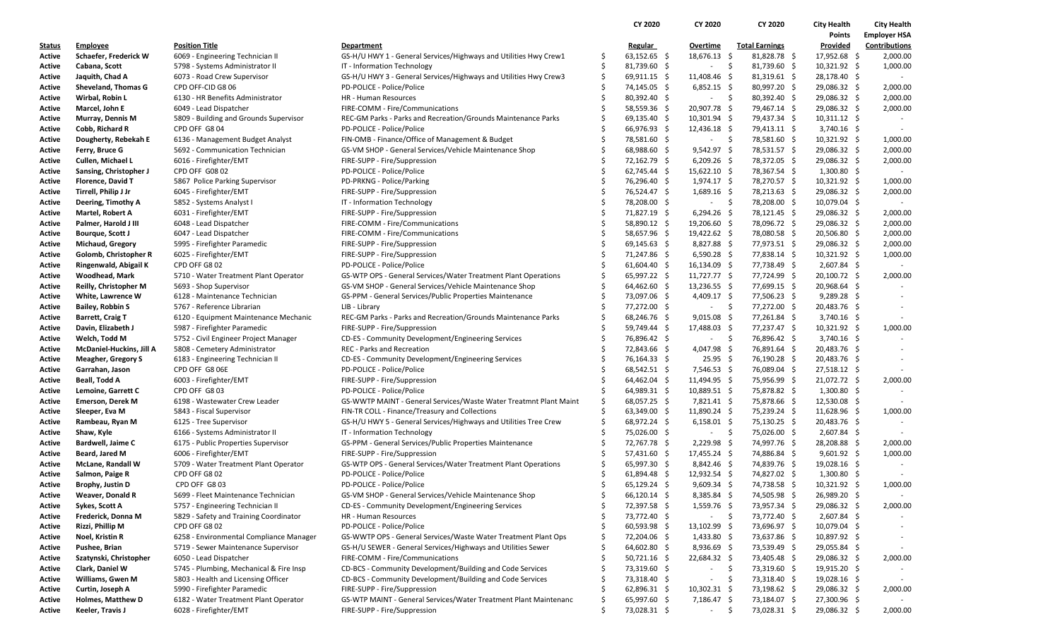| Status | Employee | Position Title | Department | CY 2020 Regular | CY 2020 Overtime | CY 2020 Total Earnings | City Health Points Provided | City Health Employer HSA Contributions |
|---|---|---|---|---|---|---|---|---|
| Active | Schaefer, Frederick W | 6069 - Engineering Technician II | GS-H/U HWY 1 - General Services/Highways and Utilities Hwy Crew1 | $ 63,152.65 | $ 18,676.13 | $ 81,828.78 | $ 17,952.68 | $ 2,000.00 |
| Active | Cabana, Scott | 5798 - Systems Administrator II | IT - Information Technology | $ 81,739.60 | $ - | $ 81,739.60 | $ 10,321.92 | $ 1,000.00 |
| Active | Jaquith, Chad A | 6073 - Road Crew Supervisor | GS-H/U HWY 3 - General Services/Highways and Utilities Hwy Crew3 | $ 69,911.15 | $ 11,408.46 | $ 81,319.61 | $ 28,178.40 | $ - |
| Active | Sheveland, Thomas G | CPD OFF-CID G8 06 | PD-POLICE - Police/Police | $ 74,145.05 | $ 6,852.15 | $ 80,997.20 | $ 29,086.32 | $ 2,000.00 |
| Active | Wirbal, Robin L | 6130 - HR Benefits Administrator | HR - Human Resources | $ 80,392.40 | $ - | $ 80,392.40 | $ 29,086.32 | $ 2,000.00 |
| Active | Marcel, John E | 6049 - Lead Dispatcher | FIRE-COMM - Fire/Communications | $ 58,559.36 | $ 20,907.78 | $ 79,467.14 | $ 29,086.32 | $ 2,000.00 |
| Active | Murray, Dennis M | 5809 - Building and Grounds Supervisor | REC-GM Parks - Parks and Recreation/Grounds Maintenance Parks | $ 69,135.40 | $ 10,301.94 | $ 79,437.34 | $ 10,311.12 | $ - |
| Active | Cobb, Richard R | CPD OFF G8 04 | PD-POLICE - Police/Police | $ 66,976.93 | $ 12,436.18 | $ 79,413.11 | $ 3,740.16 | $ - |
| Active | Dougherty, Rebekah E | 6136 - Management Budget Analyst | FIN-OMB - Finance/Office of Management & Budget | $ 78,581.60 | $ - | $ 78,581.60 | $ 10,321.92 | $ 1,000.00 |
| Active | Ferry, Bruce G | 5692 - Communication Technician | GS-VM SHOP - General Services/Vehicle Maintenance Shop | $ 68,988.60 | $ 9,542.97 | $ 78,531.57 | $ 29,086.32 | $ 2,000.00 |
| Active | Cullen, Michael L | 6016 - Firefighter/EMT | FIRE-SUPP - Fire/Suppression | $ 72,162.79 | $ 6,209.26 | $ 78,372.05 | $ 29,086.32 | $ 2,000.00 |
| Active | Sansing, Christopher J | CPD OFF G08 02 | PD-POLICE - Police/Police | $ 62,745.44 | $ 15,622.10 | $ 78,367.54 | $ 1,300.80 | $ - |
| Active | Florence, David T | 5867 Police Parking Supervisor | PD-PRKNG - Police/Parking | $ 76,296.40 | $ 1,974.17 | $ 78,270.57 | $ 10,321.92 | $ 1,000.00 |
| Active | Tirrell, Philip J Jr | 6045 - Firefighter/EMT | FIRE-SUPP - Fire/Suppression | $ 76,524.47 | $ 1,689.16 | $ 78,213.63 | $ 29,086.32 | $ 2,000.00 |
| Active | Deering, Timothy A | 5852 - Systems Analyst I | IT - Information Technology | $ 78,208.00 | $ - | $ 78,208.00 | $ 10,079.04 | $ - |
| Active | Martel, Robert A | 6031 - Firefighter/EMT | FIRE-SUPP - Fire/Suppression | $ 71,827.19 | $ 6,294.26 | $ 78,121.45 | $ 29,086.32 | $ 2,000.00 |
| Active | Palmer, Harold J III | 6048 - Lead Dispatcher | FIRE-COMM - Fire/Communications | $ 58,890.12 | $ 19,206.60 | $ 78,096.72 | $ 29,086.32 | $ 2,000.00 |
| Active | Bourque, Scott J | 6047 - Lead Dispatcher | FIRE-COMM - Fire/Communications | $ 58,657.96 | $ 19,422.62 | $ 78,080.58 | $ 20,506.80 | $ 2,000.00 |
| Active | Michaud, Gregory | 5995 - Firefighter Paramedic | FIRE-SUPP - Fire/Suppression | $ 69,145.63 | $ 8,827.88 | $ 77,973.51 | $ 29,086.32 | $ 2,000.00 |
| Active | Golomb, Christopher R | 6025 - Firefighter/EMT | FIRE-SUPP - Fire/Suppression | $ 71,247.86 | $ 6,590.28 | $ 77,838.14 | $ 10,321.92 | $ 1,000.00 |
| Active | Ringenwald, Abigail K | CPD OFF G8 02 | PD-POLICE - Police/Police | $ 61,604.40 | $ 16,134.09 | $ 77,738.49 | $ 2,607.84 | $ - |
| Active | Woodhead, Mark | 5710 - Water Treatment Plant Operator | GS-WTP OPS - General Services/Water Treatment Plant Operations | $ 65,997.22 | $ 11,727.77 | $ 77,724.99 | $ 20,100.72 | $ 2,000.00 |
| Active | Reilly, Christopher M | 5693 - Shop Supervisor | GS-VM SHOP - General Services/Vehicle Maintenance Shop | $ 64,462.60 | $ 13,236.55 | $ 77,699.15 | $ 20,968.64 | $ - |
| Active | White, Lawrence W | 6128 - Maintenance Technician | GS-PPM - General Services/Public Properties Maintenance | $ 73,097.06 | $ 4,409.17 | $ 77,506.23 | $ 9,289.28 | $ - |
| Active | Bailey, Robbin S | 5767 - Reference Librarian | LIB - Library | $ 77,272.00 | $ - | $ 77,272.00 | $ 20,483.76 | $ - |
| Active | Barrett, Craig T | 6120 - Equipment Maintenance Mechanic | REC-GM Parks - Parks and Recreation/Grounds Maintenance Parks | $ 68,246.76 | $ 9,015.08 | $ 77,261.84 | $ 3,740.16 | $ - |
| Active | Davin, Elizabeth J | 5987 - Firefighter Paramedic | FIRE-SUPP - Fire/Suppression | $ 59,749.44 | $ 17,488.03 | $ 77,237.47 | $ 10,321.92 | $ 1,000.00 |
| Active | Welch, Todd M | 5752 - Civil Engineer Project Manager | CD-ES - Community Development/Engineering Services | $ 76,896.42 | $ - | $ 76,896.42 | $ 3,740.16 | $ - |
| Active | McDaniel-Huckins, Jill A | 5808 - Cemetery Administrator | REC - Parks and Recreation | $ 72,843.66 | $ 4,047.98 | $ 76,891.64 | $ 20,483.76 | $ - |
| Active | Meagher, Gregory S | 6183 - Engineering Technician II | CD-ES - Community Development/Engineering Services | $ 76,164.33 | $ 25.95 | $ 76,190.28 | $ 20,483.76 | $ - |
| Active | Garrahan, Jason | CPD OFF G8 06E | PD-POLICE - Police/Police | $ 68,542.51 | $ 7,546.53 | $ 76,089.04 | $ 27,518.12 | $ - |
| Active | Beall, Todd A | 6003 - Firefighter/EMT | FIRE-SUPP - Fire/Suppression | $ 64,462.04 | $ 11,494.95 | $ 75,956.99 | $ 21,072.72 | $ 2,000.00 |
| Active | Lemoine, Garrett C | CPD OFF G8 03 | PD-POLICE - Police/Police | $ 64,989.31 | $ 10,889.51 | $ 75,878.82 | $ 1,300.80 | $ - |
| Active | Emerson, Derek M | 6198 - Wastewater Crew Leader | GS-WWTP MAINT - General Services/Waste Water Treatmnt Plant Maint | $ 68,057.25 | $ 7,821.41 | $ 75,878.66 | $ 12,530.08 | $ - |
| Active | Sleeper, Eva M | 5843 - Fiscal Supervisor | FIN-TR COLL - Finance/Treasury and Collections | $ 63,349.00 | $ 11,890.24 | $ 75,239.24 | $ 11,628.96 | $ 1,000.00 |
| Active | Rambeau, Ryan M | 6125 - Tree Supervisor | GS-H/U HWY 5 - General Services/Highways and Utilities Tree Crew | $ 68,972.24 | $ 6,158.01 | $ 75,130.25 | $ 20,483.76 | $ - |
| Active | Shaw, Kyle | 6166 - Systems Administrator II | IT - Information Technology | $ 75,026.00 | $ - | $ 75,026.00 | $ 2,607.84 | $ - |
| Active | Bardwell, Jaime C | 6175 - Public Properties Supervisor | GS-PPM - General Services/Public Properties Maintenance | $ 72,767.78 | $ 2,229.98 | $ 74,997.76 | $ 28,208.88 | $ 2,000.00 |
| Active | Beard, Jared M | 6006 - Firefighter/EMT | FIRE-SUPP - Fire/Suppression | $ 57,431.60 | $ 17,455.24 | $ 74,886.84 | $ 9,601.92 | $ 1,000.00 |
| Active | McLane, Randall W | 5709 - Water Treatment Plant Operator | GS-WTP OPS - General Services/Water Treatment Plant Operations | $ 65,997.30 | $ 8,842.46 | $ 74,839.76 | $ 19,028.16 | $ - |
| Active | Salmon, Paige R | CPD OFF G8 02 | PD-POLICE - Police/Police | $ 61,894.48 | $ 12,932.54 | $ 74,827.02 | $ 1,300.80 | $ - |
| Active | Brophy, Justin D | CPD OFF G8 03 | PD-POLICE - Police/Police | $ 65,129.24 | $ 9,609.34 | $ 74,738.58 | $ 10,321.92 | $ 1,000.00 |
| Active | Weaver, Donald R | 5699 - Fleet Maintenance Technician | GS-VM SHOP - General Services/Vehicle Maintenance Shop | $ 66,120.14 | $ 8,385.84 | $ 74,505.98 | $ 26,989.20 | $ - |
| Active | Sykes, Scott A | 5757 - Engineering Technician II | CD-ES - Community Development/Engineering Services | $ 72,397.58 | $ 1,559.76 | $ 73,957.34 | $ 29,086.32 | $ 2,000.00 |
| Active | Frederick, Donna M | 5829 - Safety and Training Coordinator | HR - Human Resources | $ 73,772.40 | $ - | $ 73,772.40 | $ 2,607.84 | $ - |
| Active | Rizzi, Phillip M | CPD OFF G8 02 | PD-POLICE - Police/Police | $ 60,593.98 | $ 13,102.99 | $ 73,696.97 | $ 10,079.04 | $ - |
| Active | Noel, Kristin R | 6258 - Environmental Compliance Manager | GS-WWTP OPS - General Services/Waste Water Treatment Plant Ops | $ 72,204.06 | $ 1,433.80 | $ 73,637.86 | $ 10,897.92 | $ - |
| Active | Pushee, Brian | 5719 - Sewer Maintenance Supervisor | GS-H/U SEWER - General Services/Highways and Utilities Sewer | $ 64,602.80 | $ 8,936.69 | $ 73,539.49 | $ 29,055.84 | $ - |
| Active | Szatynski, Christopher | 6050 - Lead Dispatcher | FIRE-COMM - Fire/Communications | $ 50,721.16 | $ 22,684.32 | $ 73,405.48 | $ 29,086.32 | $ 2,000.00 |
| Active | Clark, Daniel W | 5745 - Plumbing, Mechanical & Fire Insp | CD-BCS - Community Development/Building and Code Services | $ 73,319.60 | $ - | $ 73,319.60 | $ 19,915.20 | $ - |
| Active | Williams, Gwen M | 5803 - Health and Licensing Officer | CD-BCS - Community Development/Building and Code Services | $ 73,318.40 | $ - | $ 73,318.40 | $ 19,028.16 | $ - |
| Active | Curtin, Joseph A | 5990 - Firefighter Paramedic | FIRE-SUPP - Fire/Suppression | $ 62,896.31 | $ 10,302.31 | $ 73,198.62 | $ 29,086.32 | $ 2,000.00 |
| Active | Holmes, Matthew D | 6182 - Water Treatment Plant Operator | GS-WTP MAINT - General Services/Water Treatment Plant Maintenanc | $ 65,997.60 | $ 7,186.47 | $ 73,184.07 | $ 27,300.96 | $ - |
| Active | Keeler, Travis J | 6028 - Firefighter/EMT | FIRE-SUPP - Fire/Suppression | $ 73,028.31 | $ - | $ 73,028.31 | $ 29,086.32 | $ 2,000.00 |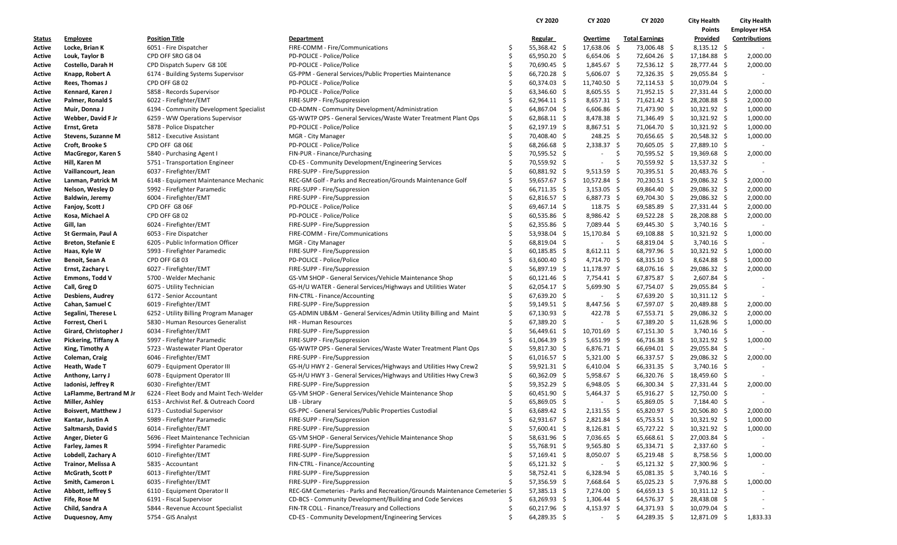| Status | Employee | Position Title | Department | CY 2020 Regular | CY 2020 Overtime | CY 2020 Total Earnings | City Health Points Provided | City Health Employer HSA Contributions |
|---|---|---|---|---|---|---|---|---|
| Active | Locke, Brian K | 6051 - Fire Dispatcher | FIRE-COMM - Fire/Communications | $ 55,368.42 | $ 17,638.06 | $ 73,006.48 | $ 8,135.12 | $ - |
| Active | Louk, Taylor B | CPD OFF SRO G8 04 | PD-POLICE - Police/Police | $ 65,950.20 | $ 6,654.06 | $ 72,604.26 | $ 17,184.88 | $ 2,000.00 |
| Active | Costello, Darah H | CPD Dispatch Superv G8 10E | PD-POLICE - Police/Police | $ 70,690.45 | $ 1,845.67 | $ 72,536.12 | $ 28,777.44 | $ 2,000.00 |
| Active | Knapp, Robert A | 6174 - Building Systems Supervisor | GS-PPM - General Services/Public Properties Maintenance | $ 66,720.28 | $ 5,606.07 | $ 72,326.35 | $ 29,055.84 | $ - |
| Active | Rees, Thomas J | CPD OFF G8 02 | PD-POLICE - Police/Police | $ 60,374.03 | $ 11,740.50 | $ 72,114.53 | $ 10,079.04 | $ - |
| Active | Kennard, Karen J | 5858 - Records Supervisor | PD-POLICE - Police/Police | $ 63,346.60 | $ 8,605.55 | $ 71,952.15 | $ 27,331.44 | $ 2,000.00 |
| Active | Palmer, Ronald S | 6022 - Firefighter/EMT | FIRE-SUPP - Fire/Suppression | $ 62,964.11 | $ 8,657.31 | $ 71,621.42 | $ 28,208.88 | $ 2,000.00 |
| Active | Muir, Donna J | 6194 - Community Development Specialist | CD-ADMN - Community Development/Administration | $ 64,867.04 | $ 6,606.86 | $ 71,473.90 | $ 10,321.92 | $ 1,000.00 |
| Active | Webber, David F Jr | 6259 - WW Operations Supervisor | GS-WWTP OPS - General Services/Waste Water Treatment Plant Ops | $ 62,868.11 | $ 8,478.38 | $ 71,346.49 | $ 10,321.92 | $ 1,000.00 |
| Active | Ernst, Greta | 5878 - Police Dispatcher | PD-POLICE - Police/Police | $ 62,197.19 | $ 8,867.51 | $ 71,064.70 | $ 10,321.92 | $ 1,000.00 |
| Active | Stevens, Suzanne M | 5812 - Executive Assistant | MGR - City Manager | $ 70,408.40 | $ 248.25 | $ 70,656.65 | $ 20,548.32 | $ 1,000.00 |
| Active | Croft, Brooke S | CPD OFF G8 06E | PD-POLICE - Police/Police | $ 68,266.68 | $ 2,338.37 | $ 70,605.05 | $ 27,889.10 | $ - |
| Active | MacGregor, Karen S | 5840 - Purchasing Agent I | FIN-PUR - Finance/Purchasing | $ 70,595.52 | $ - | $ 70,595.52 | $ 19,369.68 | $ 2,000.00 |
| Active | Hill, Karen M | 5751 - Transportation Engineer | CD-ES - Community Development/Engineering Services | $ 70,559.92 | $ - | $ 70,559.92 | $ 13,537.32 | $ - |
| Active | Vaillancourt, Jean | 6037 - Firefighter/EMT | FIRE-SUPP - Fire/Suppression | $ 60,881.92 | $ 9,513.59 | $ 70,395.51 | $ 20,483.76 | $ - |
| Active | Lanman, Patrick M | 6148 - Equipment Maintenance Mechanic | REC-GM Golf - Parks and Recreation/Grounds Maintenance Golf | $ 59,657.67 | $ 10,572.84 | $ 70,230.51 | $ 29,086.32 | $ 2,000.00 |
| Active | Nelson, Wesley D | 5992 - Firefighter Paramedic | FIRE-SUPP - Fire/Suppression | $ 66,711.35 | $ 3,153.05 | $ 69,864.40 | $ 29,086.32 | $ 2,000.00 |
| Active | Baldwin, Jeremy | 6004 - Firefighter/EMT | FIRE-SUPP - Fire/Suppression | $ 62,816.57 | $ 6,887.73 | $ 69,704.30 | $ 29,086.32 | $ 2,000.00 |
| Active | Fanjoy, Scott J | CPD OFF G8 06F | PD-POLICE - Police/Police | $ 69,467.14 | $ 118.75 | $ 69,585.89 | $ 27,331.44 | $ 2,000.00 |
| Active | Kosa, Michael A | CPD OFF G8 02 | PD-POLICE - Police/Police | $ 60,535.86 | $ 8,986.42 | $ 69,522.28 | $ 28,208.88 | $ 2,000.00 |
| Active | Gill, Ian | 6024 - Firefighter/EMT | FIRE-SUPP - Fire/Suppression | $ 62,355.86 | $ 7,089.44 | $ 69,445.30 | $ 3,740.16 | $ - |
| Active | St Germain, Paul A | 6053 - Fire Dispatcher | FIRE-COMM - Fire/Communications | $ 53,938.04 | $ 15,170.84 | $ 69,108.88 | $ 10,321.92 | $ 1,000.00 |
| Active | Breton, Stefanie E | 6205 - Public Information Officer | MGR - City Manager | $ 68,819.04 | $ - | $ 68,819.04 | $ 3,740.16 | $ - |
| Active | Haas, Kyle W | 5993 - Firefighter Paramedic | FIRE-SUPP - Fire/Suppression | $ 60,185.85 | $ 8,612.11 | $ 68,797.96 | $ 10,321.92 | $ 1,000.00 |
| Active | Benoit, Sean A | CPD OFF G8 03 | PD-POLICE - Police/Police | $ 63,600.40 | $ 4,714.70 | $ 68,315.10 | $ 8,624.88 | $ 1,000.00 |
| Active | Ernst, Zachary L | 6027 - Firefighter/EMT | FIRE-SUPP - Fire/Suppression | $ 56,897.19 | $ 11,178.97 | $ 68,076.16 | $ 29,086.32 | $ 2,000.00 |
| Active | Emmons, Todd V | 5700 - Welder Mechanic | GS-VM SHOP - General Services/Vehicle Maintenance Shop | $ 60,121.46 | $ 7,754.41 | $ 67,875.87 | $ 2,607.84 | $ - |
| Active | Call, Greg D | 6075 - Utility Technician | GS-H/U WATER - General Services/Highways and Utilities Water | $ 62,054.17 | $ 5,699.90 | $ 67,754.07 | $ 29,055.84 | $ - |
| Active | Desbiens, Audrey | 6172 - Senior Accountant | FIN-CTRL - Finance/Accounting | $ 67,639.20 | $ - | $ 67,639.20 | $ 10,311.12 | $ - |
| Active | Cahan, Samuel C | 6019 - Firefighter/EMT | FIRE-SUPP - Fire/Suppression | $ 59,149.51 | $ 8,447.56 | $ 67,597.07 | $ 20,489.88 | $ 2,000.00 |
| Active | Segalini, Therese L | 6252 - Utility Billing Program Manager | GS-ADMIN UB&M - General Services/Admin Utility Billing and Maint | $ 67,130.93 | $ 422.78 | $ 67,553.71 | $ 29,086.32 | $ 2,000.00 |
| Active | Forrest, Cheri L | 5830 - Human Resources Generalist | HR - Human Resources | $ 67,389.20 | $ - | $ 67,389.20 | $ 11,628.96 | $ 1,000.00 |
| Active | Girard, Christopher J | 6034 - Firefighter/EMT | FIRE-SUPP - Fire/Suppression | $ 56,449.61 | $ 10,701.69 | $ 67,151.30 | $ 3,740.16 | $ - |
| Active | Pickering, Tiffany A | 5997 - Firefighter Paramedic | FIRE-SUPP - Fire/Suppression | $ 61,064.39 | $ 5,651.99 | $ 66,716.38 | $ 10,321.92 | $ 1,000.00 |
| Active | King, Timothy A | 5723 - Wastewater Plant Operator | GS-WWTP OPS - General Services/Waste Water Treatment Plant Ops | $ 59,817.30 | $ 6,876.71 | $ 66,694.01 | $ 29,055.84 | $ - |
| Active | Coleman, Craig | 6046 - Firefighter/EMT | FIRE-SUPP - Fire/Suppression | $ 61,016.57 | $ 5,321.00 | $ 66,337.57 | $ 29,086.32 | $ 2,000.00 |
| Active | Heath, Wade T | 6079 - Equipment Operator III | GS-H/U HWY 2 - General Services/Highways and Utilities Hwy Crew2 | $ 59,921.31 | $ 6,410.04 | $ 66,331.35 | $ 3,740.16 | $ - |
| Active | Anthony, Larry J | 6078 - Equipment Operator III | GS-H/U HWY 3 - General Services/Highways and Utilities Hwy Crew3 | $ 60,362.09 | $ 5,958.67 | $ 66,320.76 | $ 18,459.60 | $ - |
| Active | Iadonisi, Jeffrey R | 6030 - Firefighter/EMT | FIRE-SUPP - Fire/Suppression | $ 59,352.29 | $ 6,948.05 | $ 66,300.34 | $ 27,331.44 | $ 2,000.00 |
| Active | LaFlamme, Bertrand M Jr | 6224 - Fleet Body and Maint Tech-Welder | GS-VM SHOP - General Services/Vehicle Maintenance Shop | $ 60,451.90 | $ 5,464.37 | $ 65,916.27 | $ 12,750.00 | $ - |
| Active | Miller, Ashley | 6153 - Archivist Ref. & Outreach Coord | LIB - Library | $ 65,869.05 | $ - | $ 65,869.05 | $ 7,184.40 | $ - |
| Active | Boisvert, Matthew J | 6173 - Custodial Supervisor | GS-PPC - General Services/Public Properties Custodial | $ 63,689.42 | $ 2,131.55 | $ 65,820.97 | $ 20,506.80 | $ 2,000.00 |
| Active | Kantar, Justin A | 5989 - Firefighter Paramedic | FIRE-SUPP - Fire/Suppression | $ 62,931.67 | $ 2,821.84 | $ 65,753.51 | $ 10,321.92 | $ 1,000.00 |
| Active | Saltmarsh, David S | 6014 - Firefighter/EMT | FIRE-SUPP - Fire/Suppression | $ 57,600.41 | $ 8,126.81 | $ 65,727.22 | $ 10,321.92 | $ 1,000.00 |
| Active | Anger, Dieter G | 5696 - Fleet Maintenance Technician | GS-VM SHOP - General Services/Vehicle Maintenance Shop | $ 58,631.96 | $ 7,036.65 | $ 65,668.61 | $ 27,003.84 | $ - |
| Active | Farley, James R | 5994 - Firefighter Paramedic | FIRE-SUPP - Fire/Suppression | $ 55,768.91 | $ 9,565.80 | $ 65,334.71 | $ 2,337.60 | $ - |
| Active | Lobdell, Zachary A | 6010 - Firefighter/EMT | FIRE-SUPP - Fire/Suppression | $ 57,169.41 | $ 8,050.07 | $ 65,219.48 | $ 8,758.56 | $ 1,000.00 |
| Active | Trainor, Melissa A | 5835 - Accountant | FIN-CTRL - Finance/Accounting | $ 65,121.32 | $ - | $ 65,121.32 | $ 27,300.96 | $ - |
| Active | McGrath, Scott P | 6013 - Firefighter/EMT | FIRE-SUPP - Fire/Suppression | $ 58,752.41 | $ 6,328.94 | $ 65,081.35 | $ 3,740.16 | $ - |
| Active | Smith, Cameron L | 6035 - Firefighter/EMT | FIRE-SUPP - Fire/Suppression | $ 57,356.59 | $ 7,668.64 | $ 65,025.23 | $ 7,976.88 | $ 1,000.00 |
| Active | Abbott, Jeffrey S | 6110 - Equipment Operator II | REC-GM Cemeteries - Parks and Recreation/Grounds Maintenance Cemeteries | $ 57,385.13 | $ 7,274.00 | $ 64,659.13 | $ 10,311.12 | $ - |
| Active | Fife, Rose M | 6191 - Fiscal Supervisor | CD-BCS - Community Development/Building and Code Services | $ 63,269.93 | $ 1,306.44 | $ 64,576.37 | $ 28,438.08 | $ - |
| Active | Child, Sandra A | 5844 - Revenue Account Specialist | FIN-TR COLL - Finance/Treasury and Collections | $ 60,217.96 | $ 4,153.97 | $ 64,371.93 | $ 10,079.04 | $ - |
| Active | Duquesnoy, Amy | 5754 - GIS Analyst | CD-ES - Community Development/Engineering Services | $ 64,289.35 | $ - | $ 64,289.35 | $ 12,871.09 | $ 1,833.33 |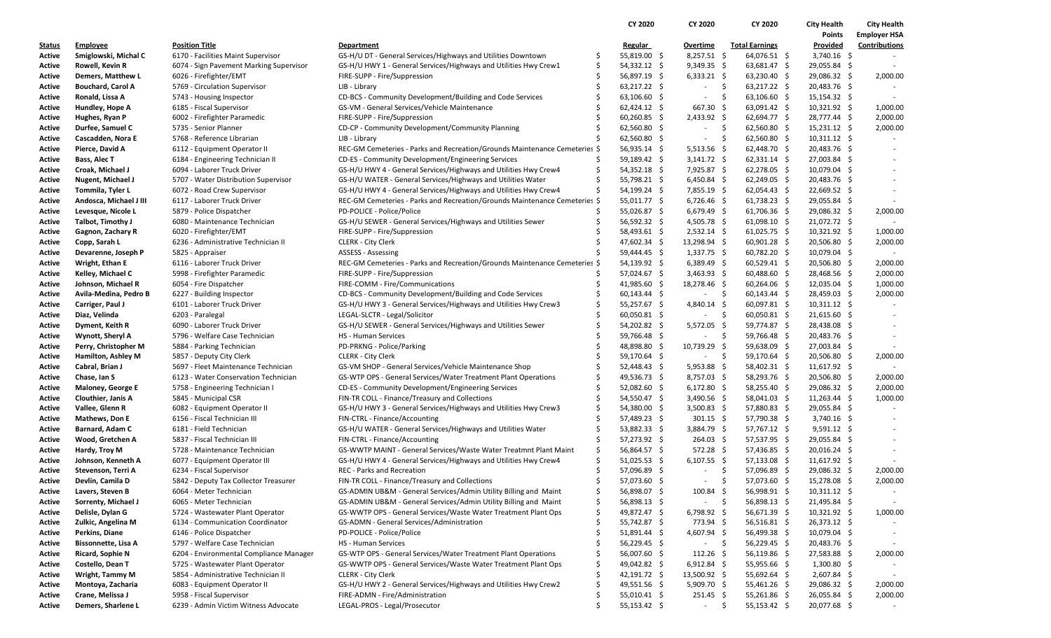| Status | Employee | Position Title | Department | CY 2020 Regular | CY 2020 Overtime | CY 2020 Total Earnings | City Health Points Provided | City Health Employer HSA Contributions |
|---|---|---|---|---|---|---|---|---|
| Active | Smiglowski, Michal C | 6170 - Facilities Maint Supervisor | GS-H/U DT - General Services/Highways and Utilities Downtown | $ 55,819.00 | $ 8,257.51 | $ 64,076.51 | $ 3,740.16 | $ - |
| Active | Rowell, Kevin R | 6074 - Sign Pavement Marking Supervisor | GS-H/U HWY 1 - General Services/Highways and Utilities Hwy Crew1 | $ 54,332.12 | $ 9,349.35 | $ 63,681.47 | $ 29,055.84 | $ - |
| Active | Demers, Matthew L | 6026 - Firefighter/EMT | FIRE-SUPP - Fire/Suppression | $ 56,897.19 | $ 6,333.21 | $ 63,230.40 | $ 29,086.32 | $ 2,000.00 |
| Active | Bouchard, Carol A | 5769 - Circulation Supervisor | LIB - Library | $ 63,217.22 | $ - | $ 63,217.22 | $ 20,483.76 | $ - |
| Active | Ronald, Lissa A | 5743 - Housing Inspector | CD-BCS - Community Development/Building and Code Services | $ 63,106.60 | $ - | $ 63,106.60 | $ 15,154.32 | $ - |
| Active | Hundley, Hope A | 6185 - Fiscal Supervisor | GS-VM - General Services/Vehicle Maintenance | $ 62,424.12 | $ 667.30 | $ 63,091.42 | $ 10,321.92 | $ 1,000.00 |
| Active | Hughes, Ryan P | 6002 - Firefighter Paramedic | FIRE-SUPP - Fire/Suppression | $ 60,260.85 | $ 2,433.92 | $ 62,694.77 | $ 28,777.44 | $ 2,000.00 |
| Active | Durfee, Samuel C | 5735 - Senior Planner | CD-CP - Community Development/Community Planning | $ 62,560.80 | $ - | $ 62,560.80 | $ 15,231.12 | $ 2,000.00 |
| Active | Cascadden, Nora E | 5768 - Reference Librarian | LIB - Library | $ 62,560.80 | $ - | $ 62,560.80 | $ 10,311.12 | $ - |
| Active | Pierce, David A | 6112 - Equipment Operator II | REC-GM Cemeteries - Parks and Recreation/Grounds Maintenance Cemeteries | $ 56,935.14 | $ 5,513.56 | $ 62,448.70 | $ 20,483.76 | $ - |
| Active | Bass, Alec T | 6184 - Engineering Technician II | CD-ES - Community Development/Engineering Services | $ 59,189.42 | $ 3,141.72 | $ 62,331.14 | $ 27,003.84 | $ - |
| Active | Croak, Michael J | 6094 - Laborer Truck Driver | GS-H/U HWY 4 - General Services/Highways and Utilities Hwy Crew4 | $ 54,352.18 | $ 7,925.87 | $ 62,278.05 | $ 10,079.04 | $ - |
| Active | Nugent, Michael J | 5707 - Water Distribution Supervisor | GS-H/U WATER - General Services/Highways and Utilities Water | $ 55,798.21 | $ 6,450.84 | $ 62,249.05 | $ 20,483.76 | $ - |
| Active | Tommila, Tyler L | 6072 - Road Crew Supervisor | GS-H/U HWY 4 - General Services/Highways and Utilities Hwy Crew4 | $ 54,199.24 | $ 7,855.19 | $ 62,054.43 | $ 22,669.52 | $ - |
| Active | Andosca, Michael J III | 6117 - Laborer Truck Driver | REC-GM Cemeteries - Parks and Recreation/Grounds Maintenance Cemeteries | $ 55,011.77 | $ 6,726.46 | $ 61,738.23 | $ 29,055.84 | $ - |
| Active | Levesque, Nicole L | 5879 - Police Dispatcher | PD-POLICE - Police/Police | $ 55,026.87 | $ 6,679.49 | $ 61,706.36 | $ 29,086.32 | $ 2,000.00 |
| Active | Talbot, Timothy J | 6080 - Maintenance Technician | GS-H/U SEWER - General Services/Highways and Utilities Sewer | $ 56,592.32 | $ 4,505.78 | $ 61,098.10 | $ 21,072.72 | $ - |
| Active | Gagnon, Zachary R | 6020 - Firefighter/EMT | FIRE-SUPP - Fire/Suppression | $ 58,493.61 | $ 2,532.14 | $ 61,025.75 | $ 10,321.92 | $ 1,000.00 |
| Active | Copp, Sarah L | 6236 - Administrative Technician II | CLERK - City Clerk | $ 47,602.34 | $ 13,298.94 | $ 60,901.28 | $ 20,506.80 | $ 2,000.00 |
| Active | Devarenne, Joseph P | 5825 - Appraiser | ASSESS - Assessing | $ 59,444.45 | $ 1,337.75 | $ 60,782.20 | $ 10,079.04 | $ - |
| Active | Wright, Ethan E | 6116 - Laborer Truck Driver | REC-GM Cemeteries - Parks and Recreation/Grounds Maintenance Cemeteries | $ 54,139.92 | $ 6,389.49 | $ 60,529.41 | $ 20,506.80 | $ 2,000.00 |
| Active | Kelley, Michael C | 5998 - Firefighter Paramedic | FIRE-SUPP - Fire/Suppression | $ 57,024.67 | $ 3,463.93 | $ 60,488.60 | $ 28,468.56 | $ 2,000.00 |
| Active | Johnson, Michael R | 6054 - Fire Dispatcher | FIRE-COMM - Fire/Communications | $ 41,985.60 | $ 18,278.46 | $ 60,264.06 | $ 12,035.04 | $ 1,000.00 |
| Active | Avila-Medina, Pedro B | 6227 - Building Inspector | CD-BCS - Community Development/Building and Code Services | $ 60,143.44 | $ - | $ 60,143.44 | $ 28,459.03 | $ 2,000.00 |
| Active | Carriger, Paul J | 6101 - Laborer Truck Driver | GS-H/U HWY 3 - General Services/Highways and Utilities Hwy Crew3 | $ 55,257.67 | $ 4,840.14 | $ 60,097.81 | $ 10,311.12 | $ - |
| Active | Diaz, Velinda | 6203 - Paralegal | LEGAL-SLCTR - Legal/Solicitor | $ 60,050.81 | $ - | $ 60,050.81 | $ 21,615.60 | $ - |
| Active | Dyment, Keith R | 6090 - Laborer Truck Driver | GS-H/U SEWER - General Services/Highways and Utilities Sewer | $ 54,202.82 | $ 5,572.05 | $ 59,774.87 | $ 28,438.08 | $ - |
| Active | Wynott, Sheryl A | 5796 - Welfare Case Technician | HS - Human Services | $ 59,766.48 | $ - | $ 59,766.48 | $ 20,483.76 | $ - |
| Active | Perry, Christopher M | 5884 - Parking Technician | PD-PRKNG - Police/Parking | $ 48,898.80 | $ 10,739.29 | $ 59,638.09 | $ 27,003.84 | $ - |
| Active | Hamilton, Ashley M | 5857 - Deputy City Clerk | CLERK - City Clerk | $ 59,170.64 | $ - | $ 59,170.64 | $ 20,506.80 | $ 2,000.00 |
| Active | Cabral, Brian J | 5697 - Fleet Maintenance Technician | GS-VM SHOP - General Services/Vehicle Maintenance Shop | $ 52,448.43 | $ 5,953.88 | $ 58,402.31 | $ 11,617.92 | $ - |
| Active | Chase, Ian S | 6123 - Water Conservation Technician | GS-WTP OPS - General Services/Water Treatment Plant Operations | $ 49,536.73 | $ 8,757.03 | $ 58,293.76 | $ 20,506.80 | $ 2,000.00 |
| Active | Maloney, George E | 5758 - Engineering Technician I | CD-ES - Community Development/Engineering Services | $ 52,082.60 | $ 6,172.80 | $ 58,255.40 | $ 29,086.32 | $ 2,000.00 |
| Active | Clouthier, Janis A | 5845 - Municipal CSR | FIN-TR COLL - Finance/Treasury and Collections | $ 54,550.47 | $ 3,490.56 | $ 58,041.03 | $ 11,263.44 | $ 1,000.00 |
| Active | Vallee, Glenn R | 6082 - Equipment Operator II | GS-H/U HWY 3 - General Services/Highways and Utilities Hwy Crew3 | $ 54,380.00 | $ 3,500.83 | $ 57,880.83 | $ 29,055.84 | $ - |
| Active | Mathews, Don E | 6156 - Fiscal Technician III | FIN-CTRL - Finance/Accounting | $ 57,489.23 | $ 301.15 | $ 57,790.38 | $ 3,740.16 | $ - |
| Active | Barnard, Adam C | 6181 - Field Technician | GS-H/U WATER - General Services/Highways and Utilities Water | $ 53,882.33 | $ 3,884.79 | $ 57,767.12 | $ 9,591.12 | $ - |
| Active | Wood, Gretchen A | 5837 - Fiscal Technician III | FIN-CTRL - Finance/Accounting | $ 57,273.92 | $ 264.03 | $ 57,537.95 | $ 29,055.84 | $ - |
| Active | Hardy, Troy M | 5728 - Maintenance Technician | GS-WWTP MAINT - General Services/Waste Water Treatmnt Plant Maint | $ 56,864.57 | $ 572.28 | $ 57,436.85 | $ 20,016.24 | $ - |
| Active | Johnson, Kenneth A | 6077 - Equipment Operator III | GS-H/U HWY 4 - General Services/Highways and Utilities Hwy Crew4 | $ 51,025.53 | $ 6,107.55 | $ 57,133.08 | $ 11,617.92 | $ - |
| Active | Stevenson, Terri A | 6234 - Fiscal Supervisor | REC - Parks and Recreation | $ 57,096.89 | $ - | $ 57,096.89 | $ 29,086.32 | $ 2,000.00 |
| Active | Devlin, Camila D | 5842 - Deputy Tax Collector Treasurer | FIN-TR COLL - Finance/Treasury and Collections | $ 57,073.60 | $ - | $ 57,073.60 | $ 15,278.08 | $ 2,000.00 |
| Active | Lavers, Steven B | 6064 - Meter Technician | GS-ADMIN UB&M - General Services/Admin Utility Billing and Maint | $ 56,898.07 | $ 100.84 | $ 56,998.91 | $ 10,311.12 | $ - |
| Active | Sorrenty, Michael J | 6065 - Meter Technician | GS-ADMIN UB&M - General Services/Admin Utility Billing and Maint | $ 56,898.13 | $ - | $ 56,898.13 | $ 21,495.84 | $ - |
| Active | Delisle, Dylan G | 5724 - Wastewater Plant Operator | GS-WWTP OPS - General Services/Waste Water Treatment Plant Ops | $ 49,872.47 | $ 6,798.92 | $ 56,671.39 | $ 10,321.92 | $ 1,000.00 |
| Active | Zulkic, Angelina M | 6134 - Communication Coordinator | GS-ADMN - General Services/Administration | $ 55,742.87 | $ 773.94 | $ 56,516.81 | $ 26,373.12 | $ - |
| Active | Perkins, Diane | 6146 - Police Dispatcher | PD-POLICE - Police/Police | $ 51,891.44 | $ 4,607.94 | $ 56,499.38 | $ 10,079.04 | $ - |
| Active | Bissonnette, Lisa A | 5797 - Welfare Case Technician | HS - Human Services | $ 56,229.45 | $ - | $ 56,229.45 | $ 20,483.76 | $ - |
| Active | Ricard, Sophie N | 6204 - Environmental Compliance Manager | GS-WTP OPS - General Services/Water Treatment Plant Operations | $ 56,007.60 | $ 112.26 | $ 56,119.86 | $ 27,583.88 | $ 2,000.00 |
| Active | Costello, Dean T | 5725 - Wastewater Plant Operator | GS-WWTP OPS - General Services/Waste Water Treatment Plant Ops | $ 49,042.82 | $ 6,912.84 | $ 55,955.66 | $ 1,300.80 | $ - |
| Active | Wright, Tammy M | 5854 - Administrative Technician II | CLERK - City Clerk | $ 42,191.72 | $ 13,500.92 | $ 55,692.64 | $ 2,607.84 | $ - |
| Active | Montoya, Zacharia | 6083 - Equipment Operator II | GS-H/U HWY 2 - General Services/Highways and Utilities Hwy Crew2 | $ 49,551.56 | $ 5,909.70 | $ 55,461.26 | $ 29,086.32 | $ 2,000.00 |
| Active | Crane, Melissa J | 5958 - Fiscal Supervisor | FIRE-ADMN - Fire/Administration | $ 55,010.41 | $ 251.45 | $ 55,261.86 | $ 26,055.84 | $ 2,000.00 |
| Active | Demers, Sharlene L | 6239 - Admin Victim Witness Advocate | LEGAL-PROS - Legal/Prosecutor | $ 55,153.42 | $ - | $ 55,153.42 | $ 20,077.68 | $ - |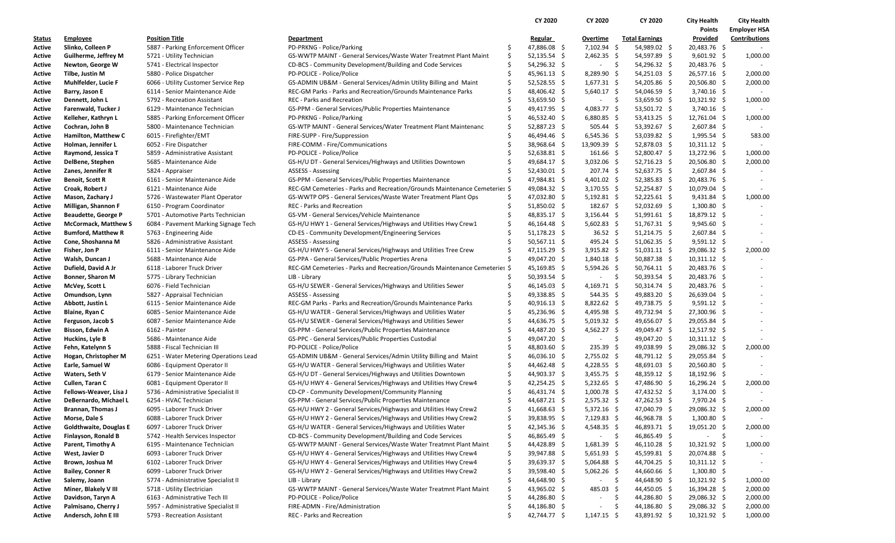| Status | Employee | Position Title | Department | CY 2020 Regular | CY 2020 Overtime | CY 2020 Total Earnings | City Health Points Provided | City Health Employer HSA Contributions |
|---|---|---|---|---|---|---|---|---|
| Active | Slinko, Colleen P | 5887 - Parking Enforcement Officer | PD-PRKNG - Police/Parking | $ 47,886.08 | $ 7,102.94 | $ 54,989.02 | $ 20,483.76 | $ - |
| Active | Guilherme, Jeffrey M | 5721 - Utility Technician | GS-WWTP MAINT - General Services/Waste Water Treatmnt Plant Maint | $ 52,135.54 | $ 2,462.35 | $ 54,597.89 | $ 9,601.92 | $ 1,000.00 |
| Active | Newton, George W | 5741 - Electrical Inspector | CD-BCS - Community Development/Building and Code Services | $ 54,296.32 | $ - | $ 54,296.32 | $ 20,483.76 | $ - |
| Active | Tilbe, Justin M | 5880 - Police Dispatcher | PD-POLICE - Police/Police | $ 45,961.13 | $ 8,289.90 | $ 54,251.03 | $ 26,577.16 | $ 2,000.00 |
| Active | Muhlfelder, Lucie F | 6066 - Utility Customer Service Rep | GS-ADMIN UB&M - General Services/Admin Utility Billing and Maint | $ 52,528.55 | $ 1,677.31 | $ 54,205.86 | $ 20,506.80 | $ 2,000.00 |
| Active | Barry, Jason E | 6114 - Senior Maintenance Aide | REC-GM Parks - Parks and Recreation/Grounds Maintenance Parks | $ 48,406.42 | $ 5,640.17 | $ 54,046.59 | $ 3,740.16 | $ - |
| Active | Dennett, John L | 5792 - Recreation Assistant | REC - Parks and Recreation | $ 53,659.50 | $ - | $ 53,659.50 | $ 10,321.92 | $ 1,000.00 |
| Active | Farenwald, Tucker J | 6129 - Maintenance Technician | GS-PPM - General Services/Public Properties Maintenance | $ 49,417.95 | $ 4,083.77 | $ 53,501.72 | $ 3,740.16 | $ - |
| Active | Kelleher, Kathryn L | 5885 - Parking Enforcement Officer | PD-PRKNG - Police/Parking | $ 46,532.40 | $ 6,880.85 | $ 53,413.25 | $ 12,761.04 | $ 1,000.00 |
| Active | Cochran, John B | 5800 - Maintenance Technician | GS-WTP MAINT - General Services/Water Treatment Plant Maintenanc | $ 52,887.23 | $ 505.44 | $ 53,392.67 | $ 2,607.84 | $ - |
| Active | Hamilton, Matthew C | 6015 - Firefighter/EMT | FIRE-SUPP - Fire/Suppression | $ 46,494.46 | $ 6,545.36 | $ 53,039.82 | $ 1,995.54 | $ 583.00 |
| Active | Holman, Jennifer L | 6052 - Fire Dispatcher | FIRE-COMM - Fire/Communications | $ 38,968.64 | $ 13,909.39 | $ 52,878.03 | $ 10,311.12 | $ - |
| Active | Raymond, Jessica T | 5859 - Administrative Assistant | PD-POLICE - Police/Police | $ 52,638.81 | $ 161.66 | $ 52,800.47 | $ 13,272.96 | $ 1,000.00 |
| Active | DelBene, Stephen | 5685 - Maintenance Aide | GS-H/U DT - General Services/Highways and Utilities Downtown | $ 49,684.17 | $ 3,032.06 | $ 52,716.23 | $ 20,506.80 | $ 2,000.00 |
| Active | Zanes, Jennifer R | 5824 - Appraiser | ASSESS - Assessing | $ 52,430.01 | $ 207.74 | $ 52,637.75 | $ 2,607.84 | $ - |
| Active | Benoit, Scott R | 6161 - Senior Maintenance Aide | GS-PPM - General Services/Public Properties Maintenance | $ 47,984.81 | $ 4,401.02 | $ 52,385.83 | $ 20,483.76 | $ - |
| Active | Croak, Robert J | 6121 - Maintenance Aide | REC-GM Cemeteries - Parks and Recreation/Grounds Maintenance Cemeteries | $ 49,084.32 | $ 3,170.55 | $ 52,254.87 | $ 10,079.04 | $ - |
| Active | Mason, Zachary J | 5726 - Wastewater Plant Operator | GS-WWTP OPS - General Services/Waste Water Treatment Plant Ops | $ 47,032.80 | $ 5,192.81 | $ 52,225.61 | $ 9,431.84 | $ 1,000.00 |
| Active | Milligan, Shannon F | 6150 - Program Coordinator | REC - Parks and Recreation | $ 51,850.02 | $ 182.67 | $ 52,032.69 | $ 1,300.80 | $ - |
| Active | Beaudette, George P | 5701 - Automotive Parts Technician | GS-VM - General Services/Vehicle Maintenance | $ 48,835.17 | $ 3,156.44 | $ 51,991.61 | $ 18,879.12 | $ - |
| Active | McCormack, Matthew S | 6084 - Pavement Marking Signage Tech | GS-H/U HWY 1 - General Services/Highways and Utilities Hwy Crew1 | $ 46,164.48 | $ 5,602.83 | $ 51,767.31 | $ 9,945.60 | $ - |
| Active | Bumford, Matthew R | 5763 - Engineering Aide | CD-ES - Community Development/Engineering Services | $ 51,178.23 | $ 36.52 | $ 51,214.75 | $ 2,607.84 | $ - |
| Active | Cone, Shoshanna M | 5826 - Administrative Assistant | ASSESS - Assessing | $ 50,567.11 | $ 495.24 | $ 51,062.35 | $ 9,591.12 | $ - |
| Active | Fisher, Jon P | 6111 - Senior Maintenance Aide | GS-H/U HWY 5 - General Services/Highways and Utilities Tree Crew | $ 47,115.29 | $ 3,915.82 | $ 51,031.11 | $ 29,086.32 | $ 2,000.00 |
| Active | Walsh, Duncan J | 5688 - Maintenance Aide | GS-PPA - General Services/Public Properties Arena | $ 49,047.20 | $ 1,840.18 | $ 50,887.38 | $ 10,311.12 | $ - |
| Active | Dufield, David A Jr | 6118 - Laborer Truck Driver | REC-GM Cemeteries - Parks and Recreation/Grounds Maintenance Cemeteries | $ 45,169.85 | $ 5,594.26 | $ 50,764.11 | $ 20,483.76 | $ - |
| Active | Bonner, Sharon M | 5775 - Library Technician | LIB - Library | $ 50,393.54 | $ - | $ 50,393.54 | $ 20,483.76 | $ - |
| Active | McVey, Scott L | 6076 - Field Technician | GS-H/U SEWER - General Services/Highways and Utilities Sewer | $ 46,145.03 | $ 4,169.71 | $ 50,314.74 | $ 20,483.76 | $ - |
| Active | Omundson, Lynn | 5827 - Appraisal Technician | ASSESS - Assessing | $ 49,338.85 | $ 544.35 | $ 49,883.20 | $ 26,639.04 | $ - |
| Active | Abbott, Justin L | 6115 - Senior Maintenance Aide | REC-GM Parks - Parks and Recreation/Grounds Maintenance Parks | $ 40,916.13 | $ 8,822.62 | $ 49,738.75 | $ 9,591.12 | $ - |
| Active | Blaine, Ryan C | 6085 - Senior Maintenance Aide | GS-H/U WATER - General Services/Highways and Utilities Water | $ 45,236.96 | $ 4,495.98 | $ 49,732.94 | $ 27,300.96 | $ - |
| Active | Ferguson, Jacob S | 6087 - Senior Maintenance Aide | GS-H/U SEWER - General Services/Highways and Utilities Sewer | $ 44,636.75 | $ 5,019.32 | $ 49,656.07 | $ 29,055.84 | $ - |
| Active | Bisson, Edwin A | 6162 - Painter | GS-PPM - General Services/Public Properties Maintenance | $ 44,487.20 | $ 4,562.27 | $ 49,049.47 | $ 12,517.92 | $ - |
| Active | Huckins, Lyle B | 5686 - Maintenance Aide | GS-PPC - General Services/Public Properties Custodial | $ 49,047.20 | $ - | $ 49,047.20 | $ 10,311.12 | $ - |
| Active | Fehn, Katelynn S | 5888 - Fiscal Technician III | PD-POLICE - Police/Police | $ 48,803.60 | $ 235.39 | $ 49,038.99 | $ 29,086.32 | $ 2,000.00 |
| Active | Hogan, Christopher M | 6251 - Water Metering Operations Lead | GS-ADMIN UB&M - General Services/Admin Utility Billing and Maint | $ 46,036.10 | $ 2,755.02 | $ 48,791.12 | $ 29,055.84 | $ - |
| Active | Earle, Samuel W | 6086 - Equipment Operator II | GS-H/U WATER - General Services/Highways and Utilities Water | $ 44,462.48 | $ 4,228.55 | $ 48,691.03 | $ 20,560.80 | $ - |
| Active | Waters, Seth V | 6179 - Senior Maintenance Aide | GS-H/U DT - General Services/Highways and Utilities Downtown | $ 44,903.37 | $ 3,455.75 | $ 48,359.12 | $ 18,192.96 | $ - |
| Active | Cullen, Taran C | 6081 - Equipment Operator II | GS-H/U HWY 4 - General Services/Highways and Utilities Hwy Crew4 | $ 42,254.25 | $ 5,232.65 | $ 47,486.90 | $ 16,296.24 | $ 2,000.00 |
| Active | Fellows-Weaver, Lisa J | 5736 - Administrative Specialist II | CD-CP - Community Development/Community Planning | $ 46,431.74 | $ 1,000.78 | $ 47,432.52 | $ 3,174.00 | $ - |
| Active | DeBernardo, Michael L | 6254 - HVAC Technician | GS-PPM - General Services/Public Properties Maintenance | $ 44,687.21 | $ 2,575.32 | $ 47,262.53 | $ 7,970.24 | $ - |
| Active | Brannan, Thomas J | 6095 - Laborer Truck Driver | GS-H/U HWY 2 - General Services/Highways and Utilities Hwy Crew2 | $ 41,668.63 | $ 5,372.16 | $ 47,040.79 | $ 29,086.32 | $ 2,000.00 |
| Active | Morse, Dale S | 6088 - Laborer Truck Driver | GS-H/U HWY 2 - General Services/Highways and Utilities Hwy Crew2 | $ 39,838.95 | $ 7,129.83 | $ 46,968.78 | $ 1,300.80 | $ - |
| Active | Goldthwaite, Douglas E | 6097 - Laborer Truck Driver | GS-H/U WATER - General Services/Highways and Utilities Water | $ 42,345.36 | $ 4,548.35 | $ 46,893.71 | $ 19,051.20 | $ 2,000.00 |
| Active | Finlayson, Ronald B | 5742 - Health Services Inspector | CD-BCS - Community Development/Building and Code Services | $ 46,865.49 | $ - | $ 46,865.49 | $ - | $ - |
| Active | Parent, Timothy A | 6195 - Maintenance Technician | GS-WWTP MAINT - General Services/Waste Water Treatmnt Plant Maint | $ 44,428.89 | $ 1,681.39 | $ 46,110.28 | $ 10,321.92 | $ 1,000.00 |
| Active | West, Javier D | 6093 - Laborer Truck Driver | GS-H/U HWY 4 - General Services/Highways and Utilities Hwy Crew4 | $ 39,947.88 | $ 5,651.93 | $ 45,599.81 | $ 20,074.88 | $ - |
| Active | Brown, Joshua M | 6102 - Laborer Truck Driver | GS-H/U HWY 4 - General Services/Highways and Utilities Hwy Crew4 | $ 39,639.37 | $ 5,064.88 | $ 44,704.25 | $ 10,311.12 | $ - |
| Active | Bailey, Conner R | 6099 - Laborer Truck Driver | GS-H/U HWY 2 - General Services/Highways and Utilities Hwy Crew2 | $ 39,598.40 | $ 5,062.26 | $ 44,660.66 | $ 1,300.80 | $ - |
| Active | Salemy, Joann | 5774 - Administrative Specialist II | LIB - Library | $ 44,648.90 | $ - | $ 44,648.90 | $ 10,321.92 | $ 1,000.00 |
| Active | Miner, Blakely V III | 5718 - Utility Electrician | GS-WWTP MAINT - General Services/Waste Water Treatmnt Plant Maint | $ 43,965.02 | $ 485.03 | $ 44,450.05 | $ 16,394.28 | $ 2,000.00 |
| Active | Davidson, Taryn A | 6163 - Administrative Tech III | PD-POLICE - Police/Police | $ 44,286.80 | $ - | $ 44,286.80 | $ 29,086.32 | $ 2,000.00 |
| Active | Palmisano, Cherry J | 5957 - Administrative Specialist II | FIRE-ADMN - Fire/Administration | $ 44,186.80 | $ - | $ 44,186.80 | $ 29,086.32 | $ 2,000.00 |
| Active | Andersch, John E III | 5793 - Recreation Assistant | REC - Parks and Recreation | $ 42,744.77 | $ 1,147.15 | $ 43,891.92 | $ 10,321.92 | $ 1,000.00 |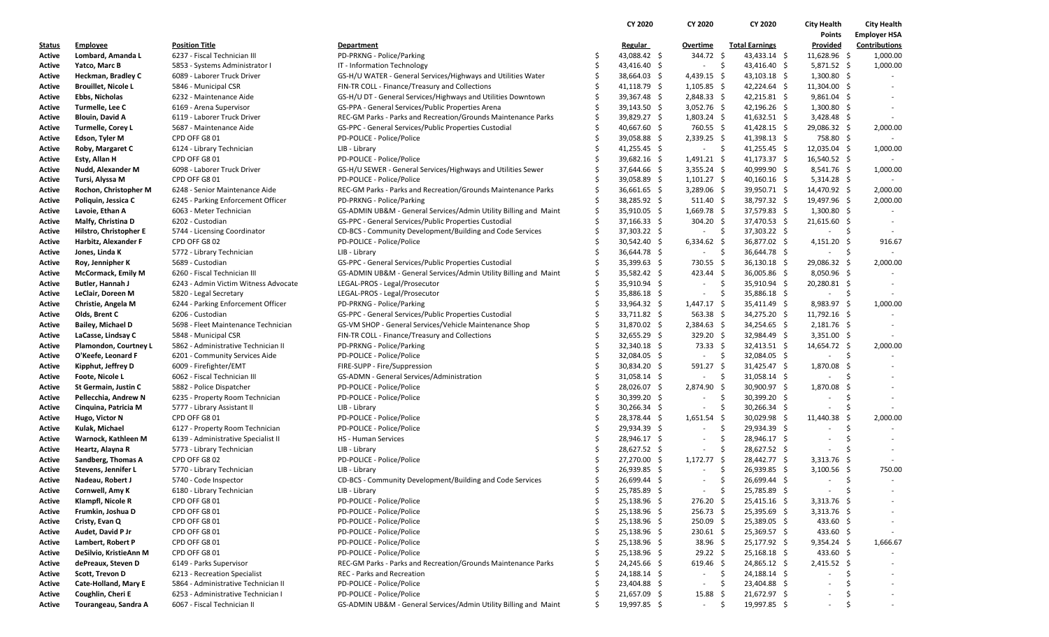| Status | Employee | Position Title | Department | CY 2020 Regular | CY 2020 Overtime | CY 2020 Total Earnings | City Health Points Provided | City Health Employer HSA Contributions |
|---|---|---|---|---|---|---|---|---|
| Active | Lombard, Amanda L | 6237 - Fiscal Technician III | PD-PRKNG - Police/Parking | $ 43,088.42 | $ 344.72 | $ 43,433.14 | $ 11,628.96 | $ 1,000.00 |
| Active | Yatco, Marc B | 5853 - Systems Administrator I | IT - Information Technology | $ 43,416.40 | $ - | $ 43,416.40 | $ 5,871.52 | $ 1,000.00 |
| Active | Heckman, Bradley C | 6089 - Laborer Truck Driver | GS-H/U WATER - General Services/Highways and Utilities Water | $ 38,664.03 | $ 4,439.15 | $ 43,103.18 | $ 1,300.80 | $ - |
| Active | Brouillet, Nicole L | 5846 - Municipal CSR | FIN-TR COLL - Finance/Treasury and Collections | $ 41,118.79 | $ 1,105.85 | $ 42,224.64 | $ 11,304.00 | $ - |
| Active | Ebbs, Nicholas | 6232 - Maintenance Aide | GS-H/U DT - General Services/Highways and Utilities Downtown | $ 39,367.48 | $ 2,848.33 | $ 42,215.81 | $ 9,861.04 | $ - |
| Active | Turmelle, Lee C | 6169 - Arena Supervisor | GS-PPA - General Services/Public Properties Arena | $ 39,143.50 | $ 3,052.76 | $ 42,196.26 | $ 1,300.80 | $ - |
| Active | Blouin, David A | 6119 - Laborer Truck Driver | REC-GM Parks - Parks and Recreation/Grounds Maintenance Parks | $ 39,829.27 | $ 1,803.24 | $ 41,632.51 | $ 3,428.48 | $ - |
| Active | Turmelle, Corey L | 5687 - Maintenance Aide | GS-PPC - General Services/Public Properties Custodial | $ 40,667.60 | $ 760.55 | $ 41,428.15 | $ 29,086.32 | $ 2,000.00 |
| Active | Edson, Tyler M | CPD OFF G8 01 | PD-POLICE - Police/Police | $ 39,058.88 | $ 2,339.25 | $ 41,398.13 | $ 758.80 | $ - |
| Active | Roby, Margaret C | 6124 - Library Technician | LIB - Library | $ 41,255.45 | $ - | $ 41,255.45 | $ 12,035.04 | $ 1,000.00 |
| Active | Esty, Allan H | CPD OFF G8 01 | PD-POLICE - Police/Police | $ 39,682.16 | $ 1,491.21 | $ 41,173.37 | $ 16,540.52 | $ - |
| Active | Nudd, Alexander M | 6098 - Laborer Truck Driver | GS-H/U SEWER - General Services/Highways and Utilities Sewer | $ 37,644.66 | $ 3,355.24 | $ 40,999.90 | $ 8,541.76 | $ 1,000.00 |
| Active | Tursi, Alyssa M | CPD OFF G8 01 | PD-POLICE - Police/Police | $ 39,058.89 | $ 1,101.27 | $ 40,160.16 | $ 5,314.28 | $ - |
| Active | Rochon, Christopher M | 6248 - Senior Maintenance Aide | REC-GM Parks - Parks and Recreation/Grounds Maintenance Parks | $ 36,661.65 | $ 3,289.06 | $ 39,950.71 | $ 14,470.92 | $ 2,000.00 |
| Active | Poliquin, Jessica C | 6245 - Parking Enforcement Officer | PD-PRKNG - Police/Parking | $ 38,285.92 | $ 511.40 | $ 38,797.32 | $ 19,497.96 | $ 2,000.00 |
| Active | Lavoie, Ethan A | 6063 - Meter Technician | GS-ADMIN UB&M - General Services/Admin Utility Billing and Maint | $ 35,910.05 | $ 1,669.78 | $ 37,579.83 | $ 1,300.80 | $ - |
| Active | Malfy, Christina D | 6202 - Custodian | GS-PPC - General Services/Public Properties Custodial | $ 37,166.33 | $ 304.20 | $ 37,470.53 | $ 21,615.60 | $ - |
| Active | Hilstro, Christopher E | 5744 - Licensing Coordinator | CD-BCS - Community Development/Building and Code Services | $ 37,303.22 | $ - | $ 37,303.22 | $ - | $ - |
| Active | Harbitz, Alexander F | CPD OFF G8 02 | PD-POLICE - Police/Police | $ 30,542.40 | $ 6,334.62 | $ 36,877.02 | $ 4,151.20 | $ 916.67 |
| Active | Jones, Linda K | 5772 - Library Technician | LIB - Library | $ 36,644.78 | $ - | $ 36,644.78 | $ - | $ - |
| Active | Roy, Jennipher K | 5689 - Custodian | GS-PPC - General Services/Public Properties Custodial | $ 35,399.63 | $ 730.55 | $ 36,130.18 | $ 29,086.32 | $ 2,000.00 |
| Active | McCormack, Emily M | 6260 - Fiscal Technician III | GS-ADMIN UB&M - General Services/Admin Utility Billing and Maint | $ 35,582.42 | $ 423.44 | $ 36,005.86 | $ 8,050.96 | $ - |
| Active | Butler, Hannah J | 6243 - Admin Victim Witness Advocate | LEGAL-PROS - Legal/Prosecutor | $ 35,910.94 | $ - | $ 35,910.94 | $ 20,280.81 | $ - |
| Active | LeClair, Doreen M | 5820 - Legal Secretary | LEGAL-PROS - Legal/Prosecutor | $ 35,886.18 | $ - | $ 35,886.18 | $ - | $ - |
| Active | Christie, Angela M | 6244 - Parking Enforcement Officer | PD-PRKNG - Police/Parking | $ 33,964.32 | $ 1,447.17 | $ 35,411.49 | $ 8,983.97 | $ 1,000.00 |
| Active | Olds, Brent C | 6206 - Custodian | GS-PPC - General Services/Public Properties Custodial | $ 33,711.82 | $ 563.38 | $ 34,275.20 | $ 11,792.16 | $ - |
| Active | Bailey, Michael D | 5698 - Fleet Maintenance Technician | GS-VM SHOP - General Services/Vehicle Maintenance Shop | $ 31,870.02 | $ 2,384.63 | $ 34,254.65 | $ 2,181.76 | $ - |
| Active | LaCasse, Lindsay C | 5848 - Municipal CSR | FIN-TR COLL - Finance/Treasury and Collections | $ 32,655.29 | $ 329.20 | $ 32,984.49 | $ 3,351.00 | $ - |
| Active | Plamondon, Courtney L | 5862 - Administrative Technician II | PD-PRKNG - Police/Parking | $ 32,340.18 | $ 73.33 | $ 32,413.51 | $ 14,654.72 | $ 2,000.00 |
| Active | O'Keefe, Leonard F | 6201 - Community Services Aide | PD-POLICE - Police/Police | $ 32,084.05 | $ - | $ 32,084.05 | $ - | $ - |
| Active | Kipphut, Jeffrey D | 6009 - Firefighter/EMT | FIRE-SUPP - Fire/Suppression | $ 30,834.20 | $ 591.27 | $ 31,425.47 | $ 1,870.08 | $ - |
| Active | Foote, Nicole L | 6062 - Fiscal Technician III | GS-ADMN - General Services/Administration | $ 31,058.14 | $ - | $ 31,058.14 | $ - | $ - |
| Active | St Germain, Justin C | 5882 - Police Dispatcher | PD-POLICE - Police/Police | $ 28,026.07 | $ 2,874.90 | $ 30,900.97 | $ 1,870.08 | $ - |
| Active | Pellecchia, Andrew N | 6235 - Property Room Technician | PD-POLICE - Police/Police | $ 30,399.20 | $ - | $ 30,399.20 | $ - | $ - |
| Active | Cinquina, Patricia M | 5777 - Library Assistant II | LIB - Library | $ 30,266.34 | $ - | $ 30,266.34 | $ - | $ - |
| Active | Hugo, Victor N | CPD OFF G8 01 | PD-POLICE - Police/Police | $ 28,378.44 | $ 1,651.54 | $ 30,029.98 | $ 11,440.38 | $ 2,000.00 |
| Active | Kulak, Michael | 6127 - Property Room Technician | PD-POLICE - Police/Police | $ 29,934.39 | $ - | $ 29,934.39 | $ - | $ - |
| Active | Warnock, Kathleen M | 6139 - Administrative Specialist II | HS - Human Services | $ 28,946.17 | $ - | $ 28,946.17 | $ - | $ - |
| Active | Heartz, Alayna R | 5773 - Library Technician | LIB - Library | $ 28,627.52 | $ - | $ 28,627.52 | $ - | $ - |
| Active | Sandberg, Thomas A | CPD OFF G8 02 | PD-POLICE - Police/Police | $ 27,270.00 | $ 1,172.77 | $ 28,442.77 | $ 3,313.76 | $ - |
| Active | Stevens, Jennifer L | 5770 - Library Technician | LIB - Library | $ 26,939.85 | $ - | $ 26,939.85 | $ 3,100.56 | $ 750.00 |
| Active | Nadeau, Robert J | 5740 - Code Inspector | CD-BCS - Community Development/Building and Code Services | $ 26,699.44 | $ - | $ 26,699.44 | $ - | $ - |
| Active | Cornwell, Amy K | 6180 - Library Technician | LIB - Library | $ 25,785.89 | $ - | $ 25,785.89 | $ - | $ - |
| Active | Klampfl, Nicole R | CPD OFF G8 01 | PD-POLICE - Police/Police | $ 25,138.96 | $ 276.20 | $ 25,415.16 | $ 3,313.76 | $ - |
| Active | Frumkin, Joshua D | CPD OFF G8 01 | PD-POLICE - Police/Police | $ 25,138.96 | $ 256.73 | $ 25,395.69 | $ 3,313.76 | $ - |
| Active | Cristy, Evan Q | CPD OFF G8 01 | PD-POLICE - Police/Police | $ 25,138.96 | $ 250.09 | $ 25,389.05 | $ 433.60 | $ - |
| Active | Audet, David P Jr | CPD OFF G8 01 | PD-POLICE - Police/Police | $ 25,138.96 | $ 230.61 | $ 25,369.57 | $ 433.60 | $ - |
| Active | Lambert, Robert P | CPD OFF G8 01 | PD-POLICE - Police/Police | $ 25,138.96 | $ 38.96 | $ 25,177.92 | $ 9,354.24 | $ 1,666.67 |
| Active | DeSilvio, KristieAnn M | CPD OFF G8 01 | PD-POLICE - Police/Police | $ 25,138.96 | $ 29.22 | $ 25,168.18 | $ 433.60 | $ - |
| Active | dePreaux, Steven D | 6149 - Parks Supervisor | REC-GM Parks - Parks and Recreation/Grounds Maintenance Parks | $ 24,245.66 | $ 619.46 | $ 24,865.12 | $ 2,415.52 | $ - |
| Active | Scott, Trevon D | 6213 - Recreation Specialist | REC - Parks and Recreation | $ 24,188.14 | $ - | $ 24,188.14 | $ - | $ - |
| Active | Cate-Holland, Mary E | 5864 - Administrative Technician II | PD-POLICE - Police/Police | $ 23,404.88 | $ - | $ 23,404.88 | $ - | $ - |
| Active | Coughlin, Cheri E | 6253 - Administrative Technician I | PD-POLICE - Police/Police | $ 21,657.09 | $ 15.88 | $ 21,672.97 | $ - | $ - |
| Active | Tourangeau, Sandra A | 6067 - Fiscal Technician II | GS-ADMIN UB&M - General Services/Admin Utility Billing and Maint | $ 19,997.85 | $ - | $ 19,997.85 | $ - | $ - |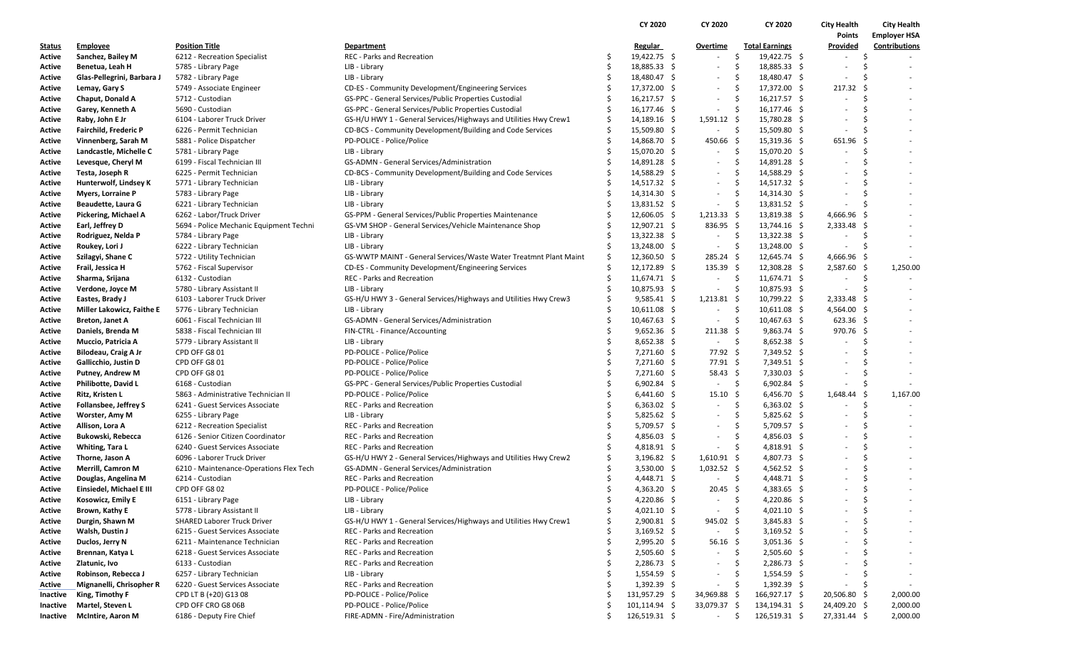| Status | Employee | Position Title | Department | CY 2020 Regular | CY 2020 Overtime | CY 2020 Total Earnings | City Health Points Provided | City Health Employer HSA Contributions |
|---|---|---|---|---|---|---|---|---|
| Active | Sanchez, Bailey M | 6212 - Recreation Specialist | REC - Parks and Recreation | $ 19,422.75 | $ - | $ 19,422.75 | $ - | $ - |
| Active | Benetua, Leah H | 5785 - Library Page | LIB - Library | $ 18,885.33 | $ - | $ 18,885.33 | $ - | $ - |
| Active | Glas-Pellegrini, Barbara J | 5782 - Library Page | LIB - Library | $ 18,480.47 | $ - | $ 18,480.47 | $ - | $ - |
| Active | Lemay, Gary S | 5749 - Associate Engineer | CD-ES - Community Development/Engineering Services | $ 17,372.00 | $ - | $ 17,372.00 | $ 217.32 | $ - |
| Active | Chaput, Donald A | 5712 - Custodian | GS-PPC - General Services/Public Properties Custodial | $ 16,217.57 | $ - | $ 16,217.57 | $ - | $ - |
| Active | Garey, Kenneth A | 5690 - Custodian | GS-PPC - General Services/Public Properties Custodial | $ 16,177.46 | $ - | $ 16,177.46 | $ - | $ - |
| Active | Raby, John E Jr | 6104 - Laborer Truck Driver | GS-H/U HWY 1 - General Services/Highways and Utilities Hwy Crew1 | $ 14,189.16 | $ 1,591.12 | $ 15,780.28 | $ - | $ - |
| Active | Fairchild, Frederic P | 6226 - Permit Technician | CD-BCS - Community Development/Building and Code Services | $ 15,509.80 | $ - | $ 15,509.80 | $ - | $ - |
| Active | Vinnenberg, Sarah M | 5881 - Police Dispatcher | PD-POLICE - Police/Police | $ 14,868.70 | $ 450.66 | $ 15,319.36 | $ 651.96 | $ - |
| Active | Landcastle, Michelle C | 5781 - Library Page | LIB - Library | $ 15,070.20 | $ - | $ 15,070.20 | $ - | $ - |
| Active | Levesque, Cheryl M | 6199 - Fiscal Technician III | GS-ADMN - General Services/Administration | $ 14,891.28 | $ - | $ 14,891.28 | $ - | $ - |
| Active | Testa, Joseph R | 6225 - Permit Technician | CD-BCS - Community Development/Building and Code Services | $ 14,588.29 | $ - | $ 14,588.29 | $ - | $ - |
| Active | Hunterwolf, Lindsey K | 5771 - Library Technician | LIB - Library | $ 14,517.32 | $ - | $ 14,517.32 | $ - | $ - |
| Active | Myers, Lorraine P | 5783 - Library Page | LIB - Library | $ 14,314.30 | $ - | $ 14,314.30 | $ - | $ - |
| Active | Beaudette, Laura G | 6221 - Library Technician | LIB - Library | $ 13,831.52 | $ - | $ 13,831.52 | $ - | $ - |
| Active | Pickering, Michael A | 6262 - Labor/Truck Driver | GS-PPM - General Services/Public Properties Maintenance | $ 12,606.05 | $ 1,213.33 | $ 13,819.38 | $ 4,666.96 | $ - |
| Active | Earl, Jeffrey D | 5694 - Police Mechanic Equipment Techni | GS-VM SHOP - General Services/Vehicle Maintenance Shop | $ 12,907.21 | $ 836.95 | $ 13,744.16 | $ 2,333.48 | $ - |
| Active | Rodriguez, Nelda P | 5784 - Library Page | LIB - Library | $ 13,322.38 | $ - | $ 13,322.38 | $ - | $ - |
| Active | Roukey, Lori J | 6222 - Library Technician | LIB - Library | $ 13,248.00 | $ - | $ 13,248.00 | $ - | $ - |
| Active | Szilagyi, Shane C | 5722 - Utility Technician | GS-WWTP MAINT - General Services/Waste Water Treatmnt Plant Maint | $ 12,360.50 | $ 285.24 | $ 12,645.74 | $ 4,666.96 | $ - |
| Active | Frail, Jessica H | 5762 - Fiscal Supervisor | CD-ES - Community Development/Engineering Services | $ 12,172.89 | $ 135.39 | $ 12,308.28 | $ 2,587.60 | $ 1,250.00 |
| Active | Sharma, Srijana | 6132 - Custodian | REC - Parks and Recreation | $ 11,674.71 | $ - | $ 11,674.71 | $ - | $ - |
| Active | Verdone, Joyce M | 5780 - Library Assistant II | LIB - Library | $ 10,875.93 | $ - | $ 10,875.93 | $ - | $ - |
| Active | Eastes, Brady J | 6103 - Laborer Truck Driver | GS-H/U HWY 3 - General Services/Highways and Utilities Hwy Crew3 | $ 9,585.41 | $ 1,213.81 | $ 10,799.22 | $ 2,333.48 | $ - |
| Active | Miller Lakowicz, Faithe E | 5776 - Library Technician | LIB - Library | $ 10,611.08 | $ - | $ 10,611.08 | $ 4,564.00 | $ - |
| Active | Breton, Janet A | 6061 - Fiscal Technician III | GS-ADMN - General Services/Administration | $ 10,467.63 | $ - | $ 10,467.63 | $ 623.36 | $ - |
| Active | Daniels, Brenda M | 5838 - Fiscal Technician III | FIN-CTRL - Finance/Accounting | $ 9,652.36 | $ 211.38 | $ 9,863.74 | $ 970.76 | $ - |
| Active | Muccio, Patricia A | 5779 - Library Assistant II | LIB - Library | $ 8,652.38 | $ - | $ 8,652.38 | $ - | $ - |
| Active | Bilodeau, Craig A Jr | CPD OFF G8 01 | PD-POLICE - Police/Police | $ 7,271.60 | $ 77.92 | $ 7,349.52 | $ - | $ - |
| Active | Gallicchio, Justin D | CPD OFF G8 01 | PD-POLICE - Police/Police | $ 7,271.60 | $ 77.91 | $ 7,349.51 | $ - | $ - |
| Active | Putney, Andrew M | CPD OFF G8 01 | PD-POLICE - Police/Police | $ 7,271.60 | $ 58.43 | $ 7,330.03 | $ - | $ - |
| Active | Philibotte, David L | 6168 - Custodian | GS-PPC - General Services/Public Properties Custodial | $ 6,902.84 | $ - | $ 6,902.84 | $ - | $ - |
| Active | Ritz, Kristen L | 5863 - Administrative Technician II | PD-POLICE - Police/Police | $ 6,441.60 | $ 15.10 | $ 6,456.70 | $ 1,648.44 | $ 1,167.00 |
| Active | Follansbee, Jeffrey S | 6241 - Guest Services Associate | REC - Parks and Recreation | $ 6,363.02 | $ - | $ 6,363.02 | $ - | $ - |
| Active | Worster, Amy M | 6255 - Library Page | LIB - Library | $ 5,825.62 | $ - | $ 5,825.62 | $ - | $ - |
| Active | Allison, Lora A | 6212 - Recreation Specialist | REC - Parks and Recreation | $ 5,709.57 | $ - | $ 5,709.57 | $ - | $ - |
| Active | Bukowski, Rebecca | 6126 - Senior Citizen Coordinator | REC - Parks and Recreation | $ 4,856.03 | $ - | $ 4,856.03 | $ - | $ - |
| Active | Whiting, Tara L | 6240 - Guest Services Associate | REC - Parks and Recreation | $ 4,818.91 | $ - | $ 4,818.91 | $ - | $ - |
| Active | Thorne, Jason A | 6096 - Laborer Truck Driver | GS-H/U HWY 2 - General Services/Highways and Utilities Hwy Crew2 | $ 3,196.82 | $ 1,610.91 | $ 4,807.73 | $ - | $ - |
| Active | Merrill, Camron M | 6210 - Maintenance-Operations Flex Tech | GS-ADMN - General Services/Administration | $ 3,530.00 | $ 1,032.52 | $ 4,562.52 | $ - | $ - |
| Active | Douglas, Angelina M | 6214 - Custodian | REC - Parks and Recreation | $ 4,448.71 | $ - | $ 4,448.71 | $ - | $ - |
| Active | Einsiedel, Michael E III | CPD OFF G8 02 | PD-POLICE - Police/Police | $ 4,363.20 | $ 20.45 | $ 4,383.65 | $ - | $ - |
| Active | Kosowicz, Emily E | 6151 - Library Page | LIB - Library | $ 4,220.86 | $ - | $ 4,220.86 | $ - | $ - |
| Active | Brown, Kathy E | 5778 - Library Assistant II | LIB - Library | $ 4,021.10 | $ - | $ 4,021.10 | $ - | $ - |
| Active | Durgin, Shawn M | SHARED Laborer Truck Driver | GS-H/U HWY 1 - General Services/Highways and Utilities Hwy Crew1 | $ 2,900.81 | $ 945.02 | $ 3,845.83 | $ - | $ - |
| Active | Walsh, Dustin J | 6215 - Guest Services Associate | REC - Parks and Recreation | $ 3,169.52 | $ - | $ 3,169.52 | $ - | $ - |
| Active | Duclos, Jerry N | 6211 - Maintenance Technician | REC - Parks and Recreation | $ 2,995.20 | $ 56.16 | $ 3,051.36 | $ - | $ - |
| Active | Brennan, Katya L | 6218 - Guest Services Associate | REC - Parks and Recreation | $ 2,505.60 | $ - | $ 2,505.60 | $ - | $ - |
| Active | Zlatunic, Ivo | 6133 - Custodian | REC - Parks and Recreation | $ 2,286.73 | $ - | $ 2,286.73 | $ - | $ - |
| Active | Robinson, Rebecca J | 6257 - Library Technician | LIB - Library | $ 1,554.59 | $ - | $ 1,554.59 | $ - | $ - |
| Active | Mignanelli, Chrisopher R | 6220 - Guest Services Associate | REC - Parks and Recreation | $ 1,392.39 | $ - | $ 1,392.39 | $ - | $ - |
| Inactive | King, Timothy F | CPD LT B (+20) G13 08 | PD-POLICE - Police/Police | $ 131,957.29 | $ 34,969.88 | $ 166,927.17 | $ 20,506.80 | $ 2,000.00 |
| Inactive | Martel, Steven L | CPD OFF CRO G8 06B | PD-POLICE - Police/Police | $ 101,114.94 | $ 33,079.37 | $ 134,194.31 | $ 24,409.20 | $ 2,000.00 |
| Inactive | McIntire, Aaron M | 6186 - Deputy Fire Chief | FIRE-ADMN - Fire/Administration | $ 126,519.31 | $ - | $ 126,519.31 | $ 27,331.44 | $ 2,000.00 |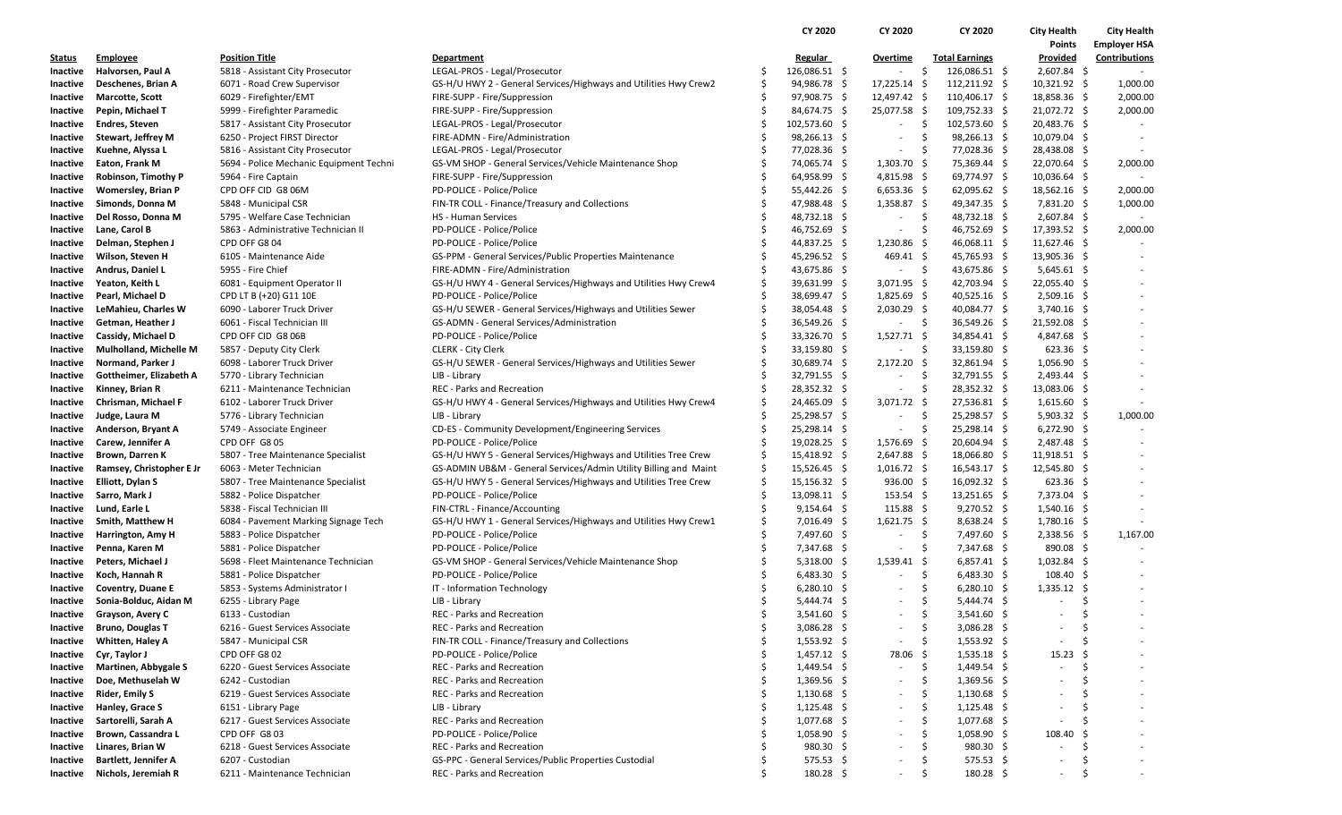| Status | Employee | Position Title | Department | CY 2020 Regular | CY 2020 Overtime | CY 2020 Total Earnings | City Health Points Provided | City Health Employer HSA Contributions |
|---|---|---|---|---|---|---|---|---|
| Inactive | Halvorsen, Paul A | 5818 - Assistant City Prosecutor | LEGAL-PROS - Legal/Prosecutor | $ 126,086.51 | $ - | $ 126,086.51 | $ 2,607.84 | $ - |
| Inactive | Deschenes, Brian A | 6071 - Road Crew Supervisor | GS-H/U HWY 2 - General Services/Highways and Utilities Hwy Crew2 | $ 94,986.78 | $ 17,225.14 | $ 112,211.92 | $ 10,321.92 | $ 1,000.00 |
| Inactive | Marcotte, Scott | 6029 - Firefighter/EMT | FIRE-SUPP - Fire/Suppression | $ 97,908.75 | $ 12,497.42 | $ 110,406.17 | $ 18,858.36 | $ 2,000.00 |
| Inactive | Pepin, Michael T | 5999 - Firefighter Paramedic | FIRE-SUPP - Fire/Suppression | $ 84,674.75 | $ 25,077.58 | $ 109,752.33 | $ 21,072.72 | $ 2,000.00 |
| Inactive | Endres, Steven | 5817 - Assistant City Prosecutor | LEGAL-PROS - Legal/Prosecutor | $ 102,573.60 | $ - | $ 102,573.60 | $ 20,483.76 | $ - |
| Inactive | Stewart, Jeffrey M | 6250 - Project FIRST Director | FIRE-ADMN - Fire/Administration | $ 98,266.13 | $ - | $ 98,266.13 | $ 10,079.04 | $ - |
| Inactive | Kuehne, Alyssa L | 5816 - Assistant City Prosecutor | LEGAL-PROS - Legal/Prosecutor | $ 77,028.36 | $ - | $ 77,028.36 | $ 28,438.08 | $ - |
| Inactive | Eaton, Frank M | 5694 - Police Mechanic Equipment Techni | GS-VM SHOP - General Services/Vehicle Maintenance Shop | $ 74,065.74 | $ 1,303.70 | $ 75,369.44 | $ 22,070.64 | $ 2,000.00 |
| Inactive | Robinson, Timothy P | 5964 - Fire Captain | FIRE-SUPP - Fire/Suppression | $ 64,958.99 | $ 4,815.98 | $ 69,774.97 | $ 10,036.64 | $ - |
| Inactive | Womersley, Brian P | CPD OFF CID G8 06M | PD-POLICE - Police/Police | $ 55,442.26 | $ 6,653.36 | $ 62,095.62 | $ 18,562.16 | $ 2,000.00 |
| Inactive | Simonds, Donna M | 5848 - Municipal CSR | FIN-TR COLL - Finance/Treasury and Collections | $ 47,988.48 | $ 1,358.87 | $ 49,347.35 | $ 7,831.20 | $ 1,000.00 |
| Inactive | Del Rosso, Donna M | 5795 - Welfare Case Technician | HS - Human Services | $ 48,732.18 | $ - | $ 48,732.18 | $ 2,607.84 | $ - |
| Inactive | Lane, Carol B | 5863 - Administrative Technician II | PD-POLICE - Police/Police | $ 46,752.69 | $ - | $ 46,752.69 | $ 17,393.52 | $ 2,000.00 |
| Inactive | Delman, Stephen J | CPD OFF G8 04 | PD-POLICE - Police/Police | $ 44,837.25 | $ 1,230.86 | $ 46,068.11 | $ 11,627.46 | $ - |
| Inactive | Wilson, Steven H | 6105 - Maintenance Aide | GS-PPM - General Services/Public Properties Maintenance | $ 45,296.52 | $ 469.41 | $ 45,765.93 | $ 13,905.36 | $ - |
| Inactive | Andrus, Daniel L | 5955 - Fire Chief | FIRE-ADMN - Fire/Administration | $ 43,675.86 | $ - | $ 43,675.86 | $ 5,645.61 | $ - |
| Inactive | Yeaton, Keith L | 6081 - Equipment Operator II | GS-H/U HWY 4 - General Services/Highways and Utilities Hwy Crew4 | $ 39,631.99 | $ 3,071.95 | $ 42,703.94 | $ 22,055.40 | $ - |
| Inactive | Pearl, Michael D | CPD LT B (+20) G11 10E | PD-POLICE - Police/Police | $ 38,699.47 | $ 1,825.69 | $ 40,525.16 | $ 2,509.16 | $ - |
| Inactive | LeMahieu, Charles W | 6090 - Laborer Truck Driver | GS-H/U SEWER - General Services/Highways and Utilities Sewer | $ 38,054.48 | $ 2,030.29 | $ 40,084.77 | $ 3,740.16 | $ - |
| Inactive | Getman, Heather J | 6061 - Fiscal Technician III | GS-ADMN - General Services/Administration | $ 36,549.26 | $ - | $ 36,549.26 | $ 21,592.08 | $ - |
| Inactive | Cassidy, Michael D | CPD OFF CID G8 06B | PD-POLICE - Police/Police | $ 33,326.70 | $ 1,527.71 | $ 34,854.41 | $ 4,847.68 | $ - |
| Inactive | Mulholland, Michelle M | 5857 - Deputy City Clerk | CLERK - City Clerk | $ 33,159.80 | $ - | $ 33,159.80 | $ 623.36 | $ - |
| Inactive | Normand, Parker J | 6098 - Laborer Truck Driver | GS-H/U SEWER - General Services/Highways and Utilities Sewer | $ 30,689.74 | $ 2,172.20 | $ 32,861.94 | $ 1,056.90 | $ - |
| Inactive | Gottheimer, Elizabeth A | 5770 - Library Technician | LIB - Library | $ 32,791.55 | $ - | $ 32,791.55 | $ 2,493.44 | $ - |
| Inactive | Kinney, Brian R | 6211 - Maintenance Technician | REC - Parks and Recreation | $ 28,352.32 | $ - | $ 28,352.32 | $ 13,083.06 | $ - |
| Inactive | Chrisman, Michael F | 6102 - Laborer Truck Driver | GS-H/U HWY 4 - General Services/Highways and Utilities Hwy Crew4 | $ 24,465.09 | $ 3,071.72 | $ 27,536.81 | $ 1,615.60 | $ - |
| Inactive | Judge, Laura M | 5776 - Library Technician | LIB - Library | $ 25,298.57 | $ - | $ 25,298.57 | $ 5,903.32 | $ 1,000.00 |
| Inactive | Anderson, Bryant A | 5749 - Associate Engineer | CD-ES - Community Development/Engineering Services | $ 25,298.14 | $ - | $ 25,298.14 | $ 6,272.90 | $ - |
| Inactive | Carew, Jennifer A | CPD OFF G8 05 | PD-POLICE - Police/Police | $ 19,028.25 | $ 1,576.69 | $ 20,604.94 | $ 2,487.48 | $ - |
| Inactive | Brown, Darren K | 5807 - Tree Maintenance Specialist | GS-H/U HWY 5 - General Services/Highways and Utilities Tree Crew | $ 15,418.92 | $ 2,647.88 | $ 18,066.80 | $ 11,918.51 | $ - |
| Inactive | Ramsey, Christopher E Jr | 6063 - Meter Technician | GS-ADMIN UB&M - General Services/Admin Utility Billing and Maint | $ 15,526.45 | $ 1,016.72 | $ 16,543.17 | $ 12,545.80 | $ - |
| Inactive | Elliott, Dylan S | 5807 - Tree Maintenance Specialist | GS-H/U HWY 5 - General Services/Highways and Utilities Tree Crew | $ 15,156.32 | $ 936.00 | $ 16,092.32 | $ 623.36 | $ - |
| Inactive | Sarro, Mark J | 5882 - Police Dispatcher | PD-POLICE - Police/Police | $ 13,098.11 | $ 153.54 | $ 13,251.65 | $ 7,373.04 | $ - |
| Inactive | Lund, Earle L | 5838 - Fiscal Technician III | FIN-CTRL - Finance/Accounting | $ 9,154.64 | $ 115.88 | $ 9,270.52 | $ 1,540.16 | $ - |
| Inactive | Smith, Matthew H | 6084 - Pavement Marking Signage Tech | GS-H/U HWY 1 - General Services/Highways and Utilities Hwy Crew1 | $ 7,016.49 | $ 1,621.75 | $ 8,638.24 | $ 1,780.16 | $ - |
| Inactive | Harrington, Amy H | 5883 - Police Dispatcher | PD-POLICE - Police/Police | $ 7,497.60 | $ - | $ 7,497.60 | $ 2,338.56 | $ 1,167.00 |
| Inactive | Penna, Karen M | 5881 - Police Dispatcher | PD-POLICE - Police/Police | $ 7,347.68 | $ - | $ 7,347.68 | $ 890.08 | $ - |
| Inactive | Peters, Michael J | 5698 - Fleet Maintenance Technician | GS-VM SHOP - General Services/Vehicle Maintenance Shop | $ 5,318.00 | $ 1,539.41 | $ 6,857.41 | $ 1,032.84 | $ - |
| Inactive | Koch, Hannah R | 5881 - Police Dispatcher | PD-POLICE - Police/Police | $ 6,483.30 | $ - | $ 6,483.30 | $ 108.40 | $ - |
| Inactive | Coventry, Duane E | 5853 - Systems Administrator I | IT - Information Technology | $ 6,280.10 | $ - | $ 6,280.10 | $ 1,335.12 | $ - |
| Inactive | Sonia-Bolduc, Aidan M | 6255 - Library Page | LIB - Library | $ 5,444.74 | $ - | $ 5,444.74 | $ - | $ - |
| Inactive | Grayson, Avery C | 6133 - Custodian | REC - Parks and Recreation | $ 3,541.60 | $ - | $ 3,541.60 | $ - | $ - |
| Inactive | Bruno, Douglas T | 6216 - Guest Services Associate | REC - Parks and Recreation | $ 3,086.28 | $ - | $ 3,086.28 | $ - | $ - |
| Inactive | Whitten, Haley A | 5847 - Municipal CSR | FIN-TR COLL - Finance/Treasury and Collections | $ 1,553.92 | $ - | $ 1,553.92 | $ - | $ - |
| Inactive | Cyr, Taylor J | CPD OFF G8 02 | PD-POLICE - Police/Police | $ 1,457.12 | $ 78.06 | $ 1,535.18 | $ 15.23 | $ - |
| Inactive | Martinen, Abbygale S | 6220 - Guest Services Associate | REC - Parks and Recreation | $ 1,449.54 | $ - | $ 1,449.54 | $ - | $ - |
| Inactive | Doe, Methuselah W | 6242 - Custodian | REC - Parks and Recreation | $ 1,369.56 | $ - | $ 1,369.56 | $ - | $ - |
| Inactive | Rider, Emily S | 6219 - Guest Services Associate | REC - Parks and Recreation | $ 1,130.68 | $ - | $ 1,130.68 | $ - | $ - |
| Inactive | Hanley, Grace S | 6151 - Library Page | LIB - Library | $ 1,125.48 | $ - | $ 1,125.48 | $ - | $ - |
| Inactive | Sartorelli, Sarah A | 6217 - Guest Services Associate | REC - Parks and Recreation | $ 1,077.68 | $ - | $ 1,077.68 | $ - | $ - |
| Inactive | Brown, Cassandra L | CPD OFF G8 03 | PD-POLICE - Police/Police | $ 1,058.90 | $ - | $ 1,058.90 | $ 108.40 | $ - |
| Inactive | Linares, Brian W | 6218 - Guest Services Associate | REC - Parks and Recreation | $ 980.30 | $ - | $ 980.30 | $ - | $ - |
| Inactive | Bartlett, Jennifer A | 6207 - Custodian | GS-PPC - General Services/Public Properties Custodial | $ 575.53 | $ - | $ 575.53 | $ - | $ - |
| Inactive | Nichols, Jeremiah R | 6211 - Maintenance Technician | REC - Parks and Recreation | $ 180.28 | $ - | $ 180.28 | $ - | $ - |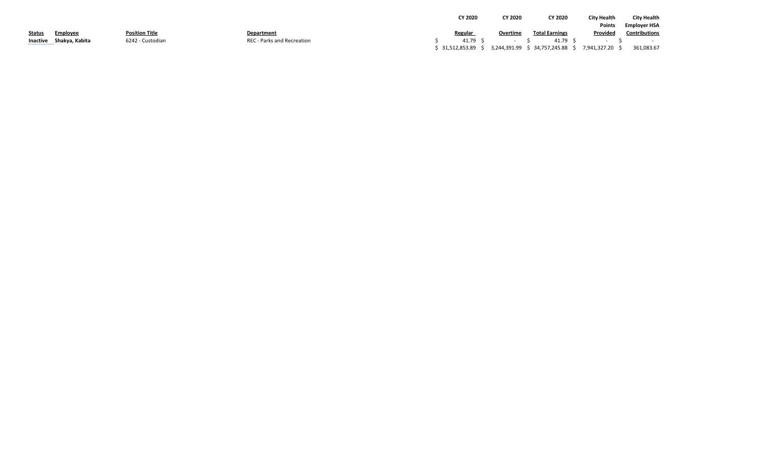| Status | Employee | Position Title | Department | CY 2020 Regular | CY 2020 Overtime | CY 2020 Total Earnings | City Health Points Provided | City Health Employer HSA Contributions |
|---|---|---|---|---|---|---|---|---|
| Inactive | Shakya, Kabita | 6242 - Custodian | REC - Parks and Recreation | $ 41.79 | $ - | $ 41.79 | $ - | $ - |
| | | | | $ 31,512,853.89 | $ 3,244,391.99 | $ 34,757,245.88 | $ 7,941,327.20 | $ 361,083.67 |